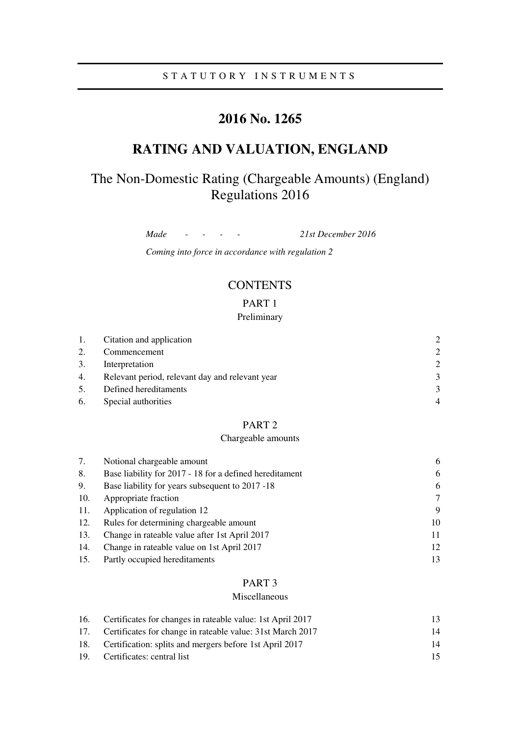STATUTORY INSTRUMENTS

# 2016 No. 1265

# RATING AND VALUATION, ENGLAND

## The Non-Domestic Rating (Chargeable Amounts) (England) Regulations 2016

*Made - - - - 21st December 2016*

*Coming into force in accordance with regulation 2*

### CONTENTS

#### PART 1
#### Preliminary

| | | |
|---|---|---|
| 1. | Citation and application | 2 |
| 2. | Commencement | 2 |
| 3. | Interpretation | 2 |
| 4. | Relevant period, relevant day and relevant year | 3 |
| 5. | Defined hereditaments | 3 |
| 6. | Special authorities | 4 |

#### PART 2
#### Chargeable amounts

| | | |
|---|---|---|
| 7. | Notional chargeable amount | 6 |
| 8. | Base liability for 2017 - 18 for a defined hereditament | 6 |
| 9. | Base liability for years subsequent to 2017 -18 | 6 |
| 10. | Appropriate fraction | 7 |
| 11. | Application of regulation 12 | 9 |
| 12. | Rules for determining chargeable amount | 10 |
| 13. | Change in rateable value after 1st April 2017 | 11 |
| 14. | Change in rateable value on 1st April 2017 | 12 |
| 15. | Partly occupied hereditaments | 13 |

#### PART 3
#### Miscellaneous

| | | |
|---|---|---|
| 16. | Certificates for changes in rateable value: 1st April 2017 | 13 |
| 17. | Certificates for change in rateable value: 31st March 2017 | 14 |
| 18. | Certification: splits and mergers before 1st April 2017 | 14 |
| 19. | Certificates: central list | 15 |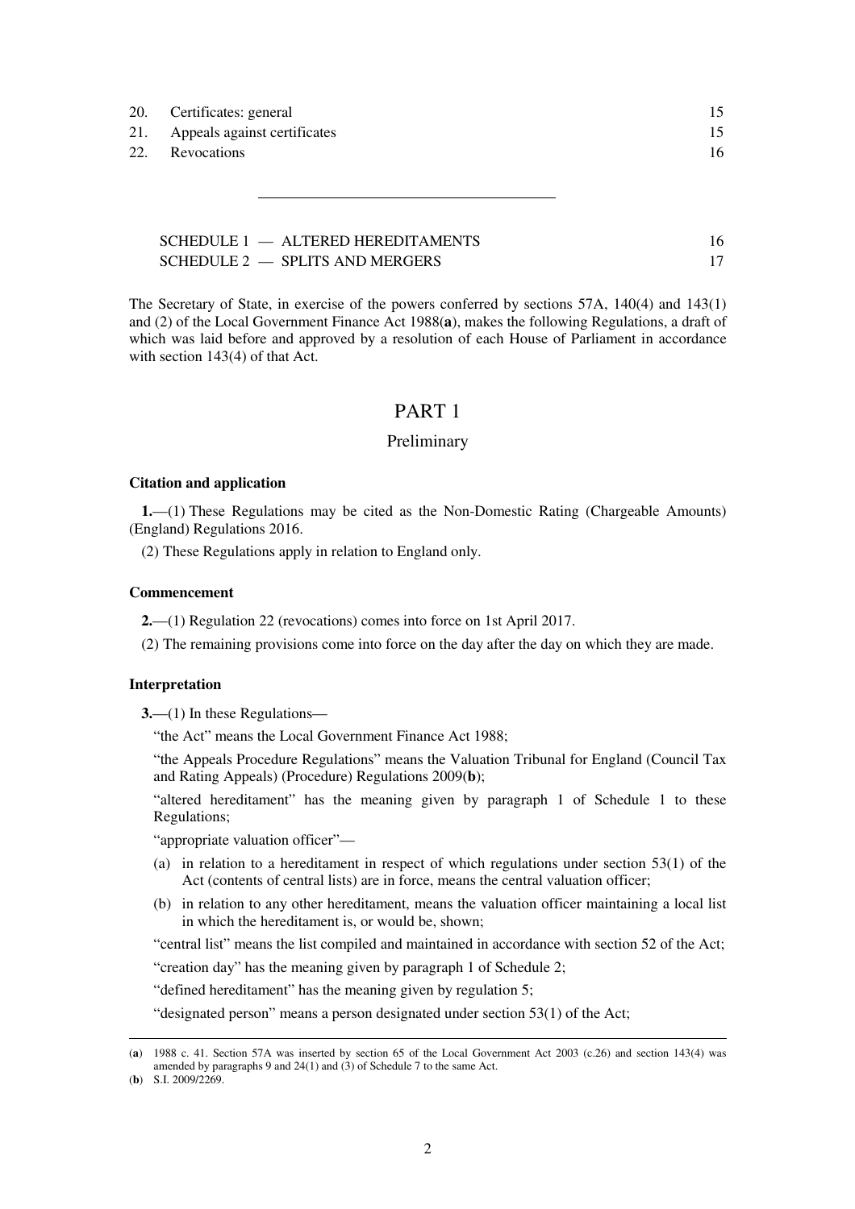| | | |
|---|---|---|
| 20. | Certificates: general | 15 |
| 21. | Appeals against certificates | 15 |
| 22. | Revocations | 16 |

---

| | |
|---|---|
| SCHEDULE 1 — ALTERED HEREDITAMENTS | 16 |
| SCHEDULE 2 — SPLITS AND MERGERS | 17 |

The Secretary of State, in exercise of the powers conferred by sections 57A, 140(4) and 143(1) and (2) of the Local Government Finance Act 1988(**a**), makes the following Regulations, a draft of which was laid before and approved by a resolution of each House of Parliament in accordance with section 143(4) of that Act.

# PART 1

## Preliminary

### Citation and application

**1.**—(1) These Regulations may be cited as the Non-Domestic Rating (Chargeable Amounts) (England) Regulations 2016.

(2) These Regulations apply in relation to England only.

### Commencement

**2.**—(1) Regulation 22 (revocations) comes into force on 1st April 2017.

(2) The remaining provisions come into force on the day after the day on which they are made.

### Interpretation

**3.**—(1) In these Regulations—

"the Act" means the Local Government Finance Act 1988;

"the Appeals Procedure Regulations" means the Valuation Tribunal for England (Council Tax and Rating Appeals) (Procedure) Regulations 2009(**b**);

"altered hereditament" has the meaning given by paragraph 1 of Schedule 1 to these Regulations;

"appropriate valuation officer"—

(a) in relation to a hereditament in respect of which regulations under section 53(1) of the Act (contents of central lists) are in force, means the central valuation officer;

(b) in relation to any other hereditament, means the valuation officer maintaining a local list in which the hereditament is, or would be, shown;

"central list" means the list compiled and maintained in accordance with section 52 of the Act;

"creation day" has the meaning given by paragraph 1 of Schedule 2;

"defined hereditament" has the meaning given by regulation 5;

"designated person" means a person designated under section 53(1) of the Act;

---

(**a**) 1988 c. 41. Section 57A was inserted by section 65 of the Local Government Act 2003 (c.26) and section 143(4) was amended by paragraphs 9 and 24(1) and (3) of Schedule 7 to the same Act.

(**b**) S.I. 2009/2269.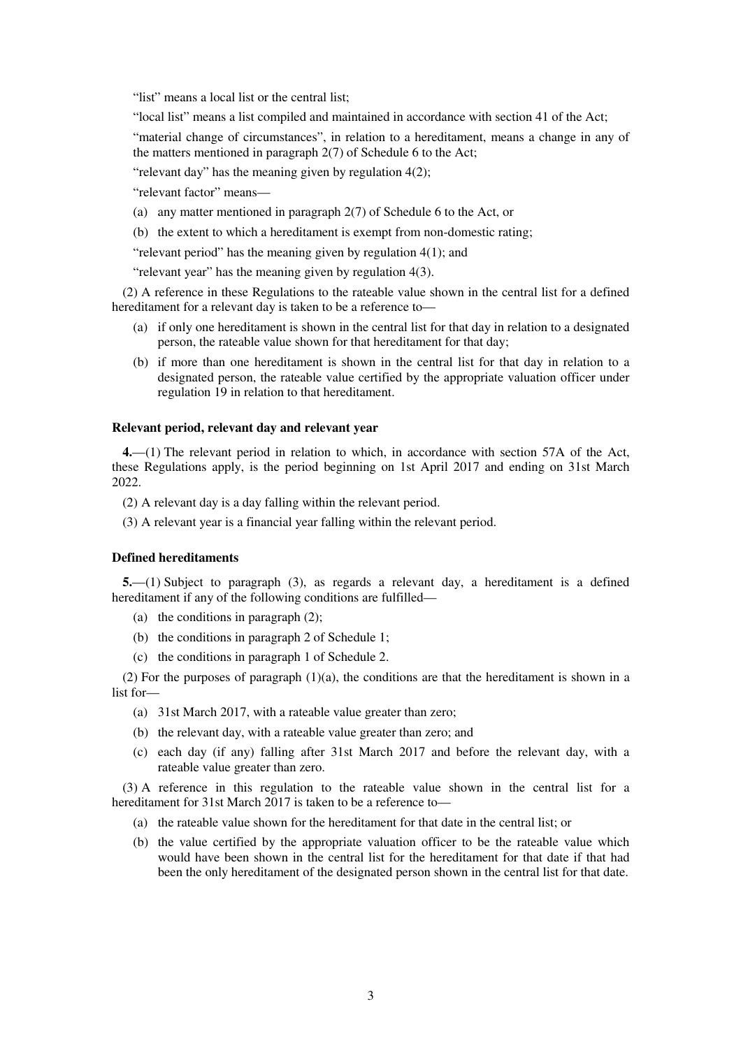"list" means a local list or the central list;

"local list" means a list compiled and maintained in accordance with section 41 of the Act;

"material change of circumstances", in relation to a hereditament, means a change in any of the matters mentioned in paragraph 2(7) of Schedule 6 to the Act;

"relevant day" has the meaning given by regulation 4(2);

"relevant factor" means—

(a) any matter mentioned in paragraph 2(7) of Schedule 6 to the Act, or

(b) the extent to which a hereditament is exempt from non-domestic rating;

"relevant period" has the meaning given by regulation 4(1); and

"relevant year" has the meaning given by regulation 4(3).

(2) A reference in these Regulations to the rateable value shown in the central list for a defined hereditament for a relevant day is taken to be a reference to—

(a) if only one hereditament is shown in the central list for that day in relation to a designated person, the rateable value shown for that hereditament for that day;

(b) if more than one hereditament is shown in the central list for that day in relation to a designated person, the rateable value certified by the appropriate valuation officer under regulation 19 in relation to that hereditament.

### Relevant period, relevant day and relevant year

**4.**—(1) The relevant period in relation to which, in accordance with section 57A of the Act, these Regulations apply, is the period beginning on 1st April 2017 and ending on 31st March 2022.

(2) A relevant day is a day falling within the relevant period.

(3) A relevant year is a financial year falling within the relevant period.

### Defined hereditaments

**5.**—(1) Subject to paragraph (3), as regards a relevant day, a hereditament is a defined hereditament if any of the following conditions are fulfilled—

(a) the conditions in paragraph (2);

(b) the conditions in paragraph 2 of Schedule 1;

(c) the conditions in paragraph 1 of Schedule 2.

(2) For the purposes of paragraph (1)(a), the conditions are that the hereditament is shown in a list for—

(a) 31st March 2017, with a rateable value greater than zero;

(b) the relevant day, with a rateable value greater than zero; and

(c) each day (if any) falling after 31st March 2017 and before the relevant day, with a rateable value greater than zero.

(3) A reference in this regulation to the rateable value shown in the central list for a hereditament for 31st March 2017 is taken to be a reference to—

(a) the rateable value shown for the hereditament for that date in the central list; or

(b) the value certified by the appropriate valuation officer to be the rateable value which would have been shown in the central list for the hereditament for that date if that had been the only hereditament of the designated person shown in the central list for that date.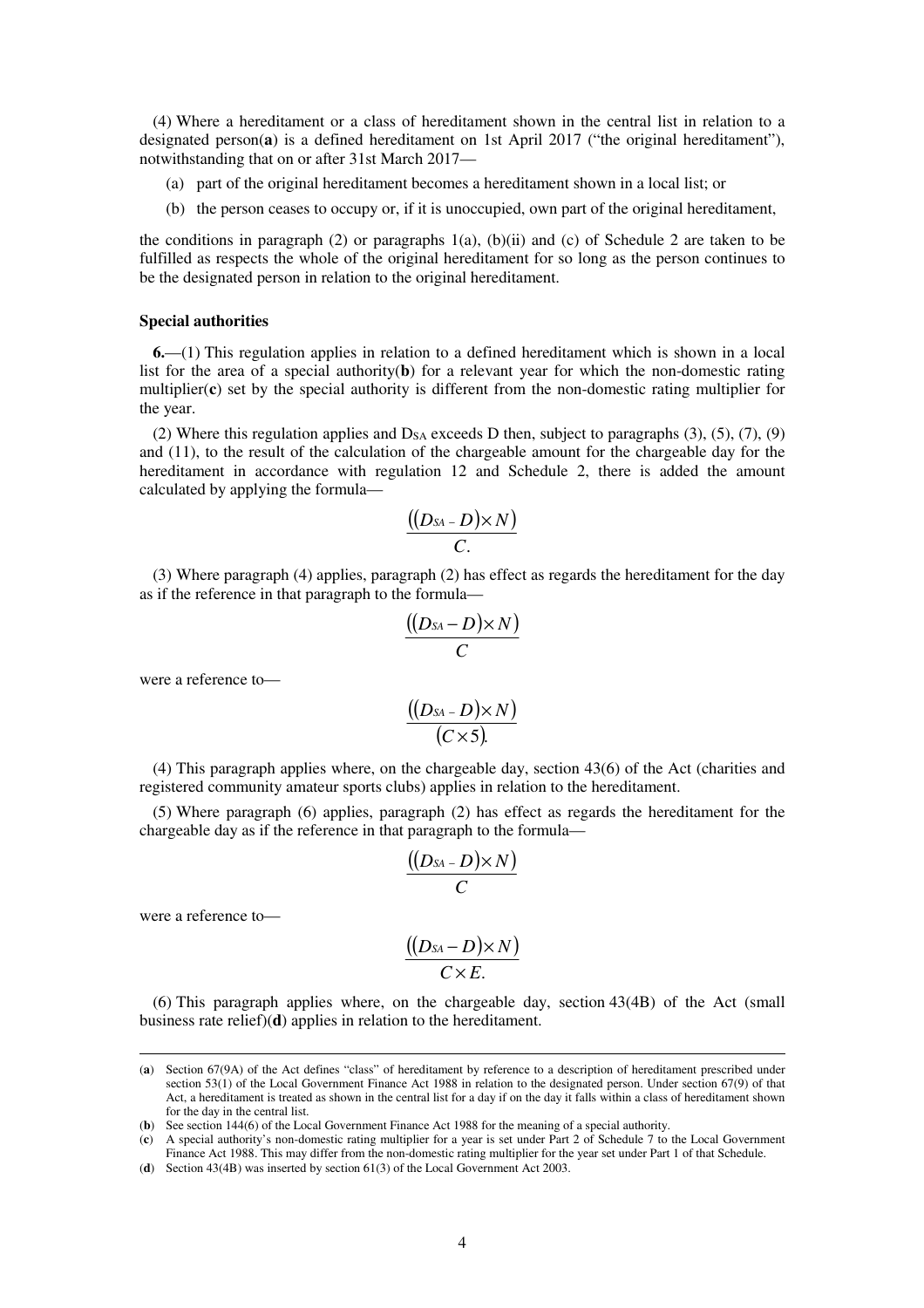(4) Where a hereditament or a class of hereditament shown in the central list in relation to a designated person(**a**) is a defined hereditament on 1st April 2017 ("the original hereditament"), notwithstanding that on or after 31st March 2017—

(a) part of the original hereditament becomes a hereditament shown in a local list; or

(b) the person ceases to occupy or, if it is unoccupied, own part of the original hereditament,

the conditions in paragraph (2) or paragraphs 1(a), (b)(ii) and (c) of Schedule 2 are taken to be fulfilled as respects the whole of the original hereditament for so long as the person continues to be the designated person in relation to the original hereditament.

**Special authorities**

**6.**—(1) This regulation applies in relation to a defined hereditament which is shown in a local list for the area of a special authority(**b**) for a relevant year for which the non-domestic rating multiplier(**c**) set by the special authority is different from the non-domestic rating multiplier for the year.

(2) Where this regulation applies and $D_{SA}$ exceeds D then, subject to paragraphs (3), (5), (7), (9) and (11), to the result of the calculation of the chargeable amount for the chargeable day for the hereditament in accordance with regulation 12 and Schedule 2, there is added the amount calculated by applying the formula—

$$\frac{((D_{SA} - D) \times N)}{C.}$$

(3) Where paragraph (4) applies, paragraph (2) has effect as regards the hereditament for the day as if the reference in that paragraph to the formula—

$$\frac{((D_{SA} - D) \times N)}{C}$$

were a reference to—

$$\frac{((D_{SA} - D) \times N)}{(C \times 5).}$$

(4) This paragraph applies where, on the chargeable day, section 43(6) of the Act (charities and registered community amateur sports clubs) applies in relation to the hereditament.

(5) Where paragraph (6) applies, paragraph (2) has effect as regards the hereditament for the chargeable day as if the reference in that paragraph to the formula—

$$\frac{((D_{SA} - D) \times N)}{C}$$

were a reference to—

$$\frac{((D_{SA} - D) \times N)}{C \times E.}$$

(6) This paragraph applies where, on the chargeable day, section 43(4B) of the Act (small business rate relief)(**d**) applies in relation to the hereditament.

---

(**a**) Section 67(9A) of the Act defines "class" of hereditament by reference to a description of hereditament prescribed under section 53(1) of the Local Government Finance Act 1988 in relation to the designated person. Under section 67(9) of that Act, a hereditament is treated as shown in the central list for a day if on the day it falls within a class of hereditament shown for the day in the central list.

(**b**) See section 144(6) of the Local Government Finance Act 1988 for the meaning of a special authority.

(**c**) A special authority's non-domestic rating multiplier for a year is set under Part 2 of Schedule 7 to the Local Government Finance Act 1988. This may differ from the non-domestic rating multiplier for the year set under Part 1 of that Schedule.

(**d**) Section 43(4B) was inserted by section 61(3) of the Local Government Act 2003.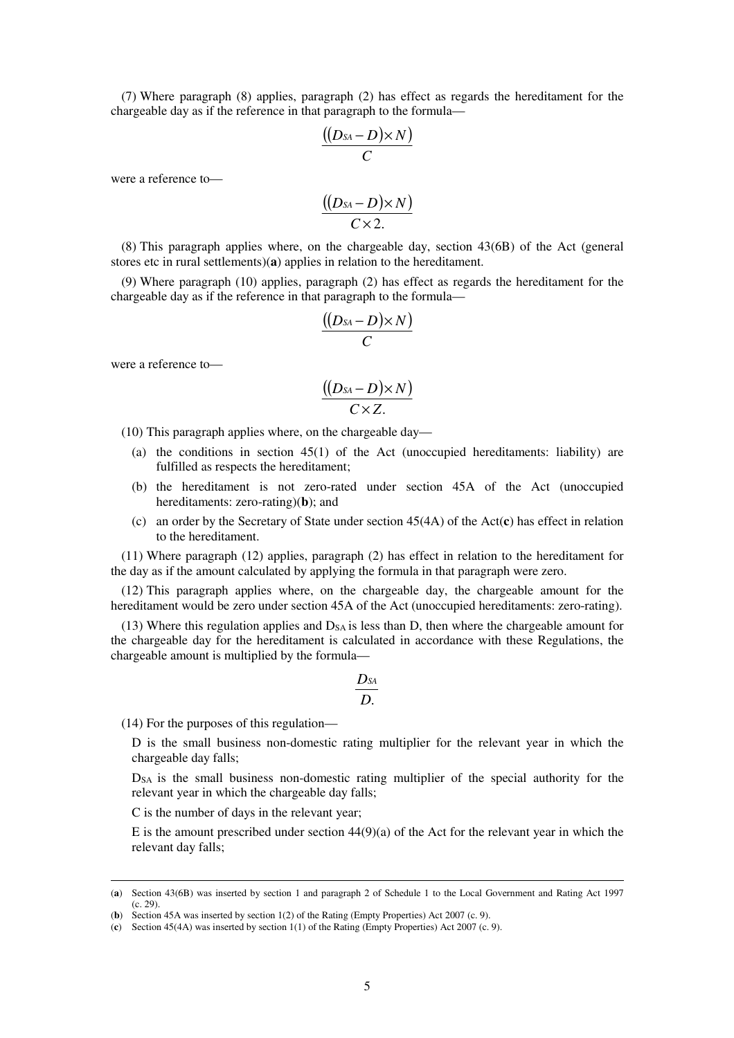(7) Where paragraph (8) applies, paragraph (2) has effect as regards the hereditament for the chargeable day as if the reference in that paragraph to the formula—

$$\frac{((D_{SA} - D) \times N)}{C}$$

were a reference to—

$$\frac{((D_{SA} - D) \times N)}{C \times 2.}$$

(8) This paragraph applies where, on the chargeable day, section 43(6B) of the Act (general stores etc in rural settlements)(**a**) applies in relation to the hereditament.

(9) Where paragraph (10) applies, paragraph (2) has effect as regards the hereditament for the chargeable day as if the reference in that paragraph to the formula—

$$\frac{((D_{SA} - D) \times N)}{C}$$

were a reference to—

$$\frac{((D_{SA} - D) \times N)}{C \times Z.}$$

(10) This paragraph applies where, on the chargeable day—

(a) the conditions in section 45(1) of the Act (unoccupied hereditaments: liability) are fulfilled as respects the hereditament;

(b) the hereditament is not zero-rated under section 45A of the Act (unoccupied hereditaments: zero-rating)(**b**); and

(c) an order by the Secretary of State under section 45(4A) of the Act(**c**) has effect in relation to the hereditament.

(11) Where paragraph (12) applies, paragraph (2) has effect in relation to the hereditament for the day as if the amount calculated by applying the formula in that paragraph were zero.

(12) This paragraph applies where, on the chargeable day, the chargeable amount for the hereditament would be zero under section 45A of the Act (unoccupied hereditaments: zero-rating).

(13) Where this regulation applies and $D_{SA}$ is less than D, then where the chargeable amount for the chargeable day for the hereditament is calculated in accordance with these Regulations, the chargeable amount is multiplied by the formula—

$$\frac{D_{SA}}{D.}$$

(14) For the purposes of this regulation—

D is the small business non-domestic rating multiplier for the relevant year in which the chargeable day falls;

$D_{SA}$ is the small business non-domestic rating multiplier of the special authority for the relevant year in which the chargeable day falls;

C is the number of days in the relevant year;

E is the amount prescribed under section 44(9)(a) of the Act for the relevant year in which the relevant day falls;

---

(**a**) Section 43(6B) was inserted by section 1 and paragraph 2 of Schedule 1 to the Local Government and Rating Act 1997 (c. 29).

(**b**) Section 45A was inserted by section 1(2) of the Rating (Empty Properties) Act 2007 (c. 9).

(**c**) Section 45(4A) was inserted by section 1(1) of the Rating (Empty Properties) Act 2007 (c. 9).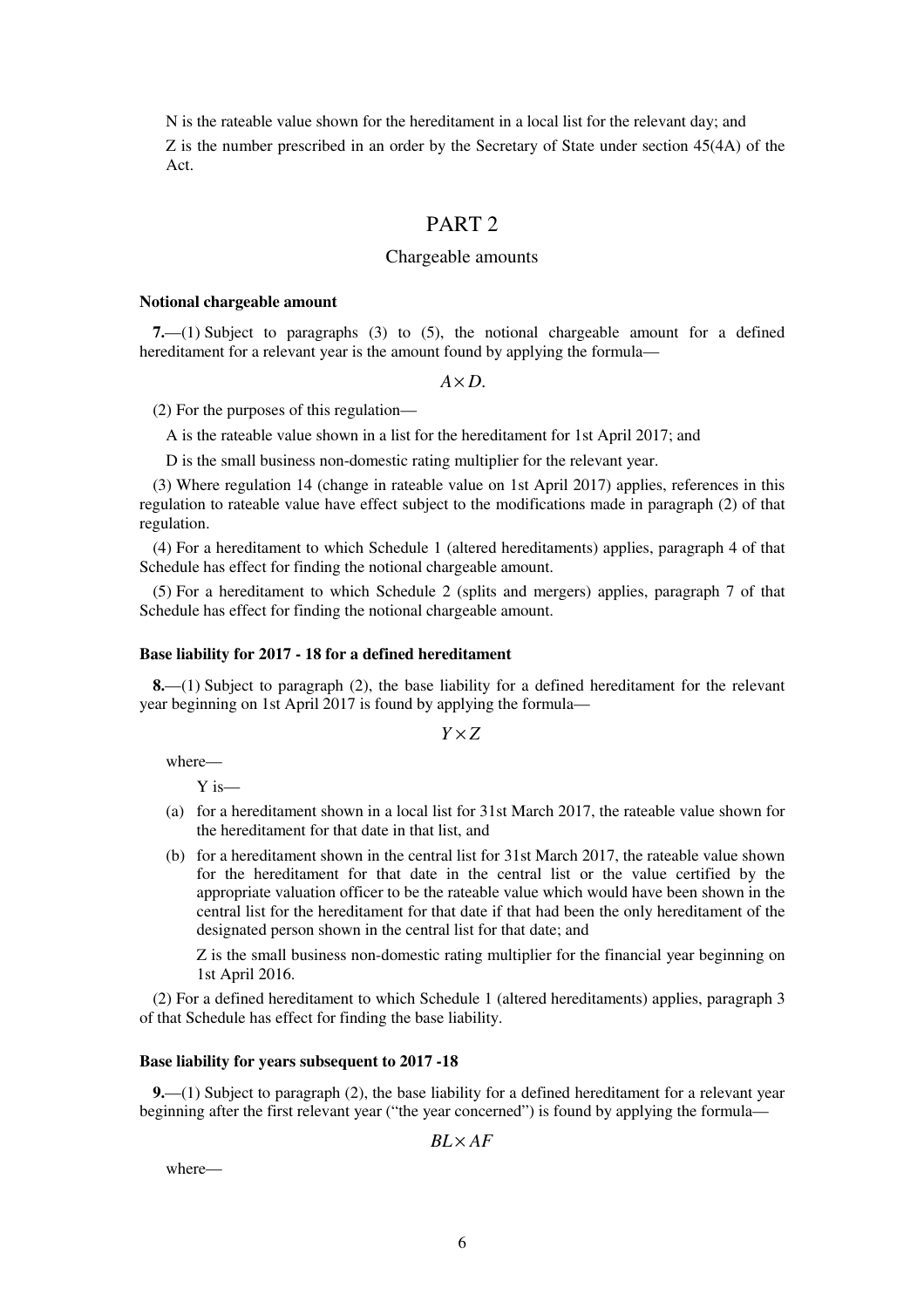N is the rateable value shown for the hereditament in a local list for the relevant day; and

Z is the number prescribed in an order by the Secretary of State under section 45(4A) of the Act.

# PART 2

## Chargeable amounts

### Notional chargeable amount

**7.**—(1) Subject to paragraphs (3) to (5), the notional chargeable amount for a defined hereditament for a relevant year is the amount found by applying the formula—

$$A \times D.$$

(2) For the purposes of this regulation—

A is the rateable value shown in a list for the hereditament for 1st April 2017; and

D is the small business non-domestic rating multiplier for the relevant year.

(3) Where regulation 14 (change in rateable value on 1st April 2017) applies, references in this regulation to rateable value have effect subject to the modifications made in paragraph (2) of that regulation.

(4) For a hereditament to which Schedule 1 (altered hereditaments) applies, paragraph 4 of that Schedule has effect for finding the notional chargeable amount.

(5) For a hereditament to which Schedule 2 (splits and mergers) applies, paragraph 7 of that Schedule has effect for finding the notional chargeable amount.

### Base liability for 2017 - 18 for a defined hereditament

**8.**—(1) Subject to paragraph (2), the base liability for a defined hereditament for the relevant year beginning on 1st April 2017 is found by applying the formula—

$$Y \times Z$$

where—

Y is—

(a) for a hereditament shown in a local list for 31st March 2017, the rateable value shown for the hereditament for that date in that list, and

(b) for a hereditament shown in the central list for 31st March 2017, the rateable value shown for the hereditament for that date in the central list or the value certified by the appropriate valuation officer to be the rateable value which would have been shown in the central list for the hereditament for that date if that had been the only hereditament of the designated person shown in the central list for that date; and

Z is the small business non-domestic rating multiplier for the financial year beginning on 1st April 2016.

(2) For a defined hereditament to which Schedule 1 (altered hereditaments) applies, paragraph 3 of that Schedule has effect for finding the base liability.

### Base liability for years subsequent to 2017 -18

**9.**—(1) Subject to paragraph (2), the base liability for a defined hereditament for a relevant year beginning after the first relevant year ("the year concerned") is found by applying the formula—

$$BL \times AF$$

where—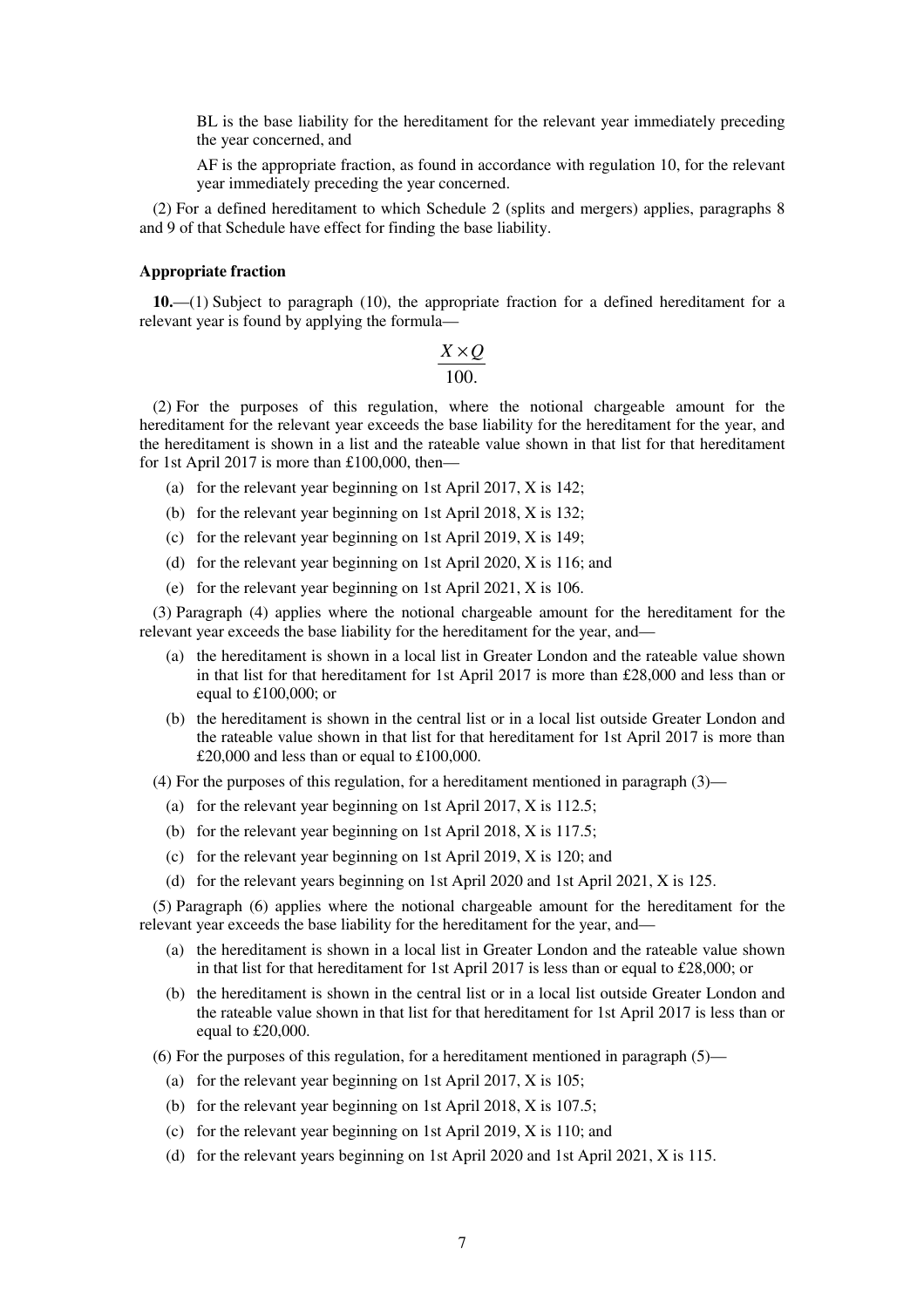BL is the base liability for the hereditament for the relevant year immediately preceding the year concerned, and

AF is the appropriate fraction, as found in accordance with regulation 10, for the relevant year immediately preceding the year concerned.

(2) For a defined hereditament to which Schedule 2 (splits and mergers) applies, paragraphs 8 and 9 of that Schedule have effect for finding the base liability.

**Appropriate fraction**

**10.**—(1) Subject to paragraph (10), the appropriate fraction for a defined hereditament for a relevant year is found by applying the formula—

$$\frac{X \times Q}{100.}$$

(2) For the purposes of this regulation, where the notional chargeable amount for the hereditament for the relevant year exceeds the base liability for the hereditament for the year, and the hereditament is shown in a list and the rateable value shown in that list for that hereditament for 1st April 2017 is more than £100,000, then—

- (a) for the relevant year beginning on 1st April 2017, X is 142;
- (b) for the relevant year beginning on 1st April 2018, X is 132;
- (c) for the relevant year beginning on 1st April 2019, X is 149;
- (d) for the relevant year beginning on 1st April 2020, X is 116; and
- (e) for the relevant year beginning on 1st April 2021, X is 106.

(3) Paragraph (4) applies where the notional chargeable amount for the hereditament for the relevant year exceeds the base liability for the hereditament for the year, and—

- (a) the hereditament is shown in a local list in Greater London and the rateable value shown in that list for that hereditament for 1st April 2017 is more than £28,000 and less than or equal to £100,000; or
- (b) the hereditament is shown in the central list or in a local list outside Greater London and the rateable value shown in that list for that hereditament for 1st April 2017 is more than £20,000 and less than or equal to £100,000.

(4) For the purposes of this regulation, for a hereditament mentioned in paragraph (3)—

- (a) for the relevant year beginning on 1st April 2017, X is 112.5;
- (b) for the relevant year beginning on 1st April 2018, X is 117.5;
- (c) for the relevant year beginning on 1st April 2019, X is 120; and
- (d) for the relevant years beginning on 1st April 2020 and 1st April 2021, X is 125.

(5) Paragraph (6) applies where the notional chargeable amount for the hereditament for the relevant year exceeds the base liability for the hereditament for the year, and—

- (a) the hereditament is shown in a local list in Greater London and the rateable value shown in that list for that hereditament for 1st April 2017 is less than or equal to £28,000; or
- (b) the hereditament is shown in the central list or in a local list outside Greater London and the rateable value shown in that list for that hereditament for 1st April 2017 is less than or equal to £20,000.

(6) For the purposes of this regulation, for a hereditament mentioned in paragraph (5)—

- (a) for the relevant year beginning on 1st April 2017, X is 105;
- (b) for the relevant year beginning on 1st April 2018, X is 107.5;
- (c) for the relevant year beginning on 1st April 2019, X is 110; and
- (d) for the relevant years beginning on 1st April 2020 and 1st April 2021, X is 115.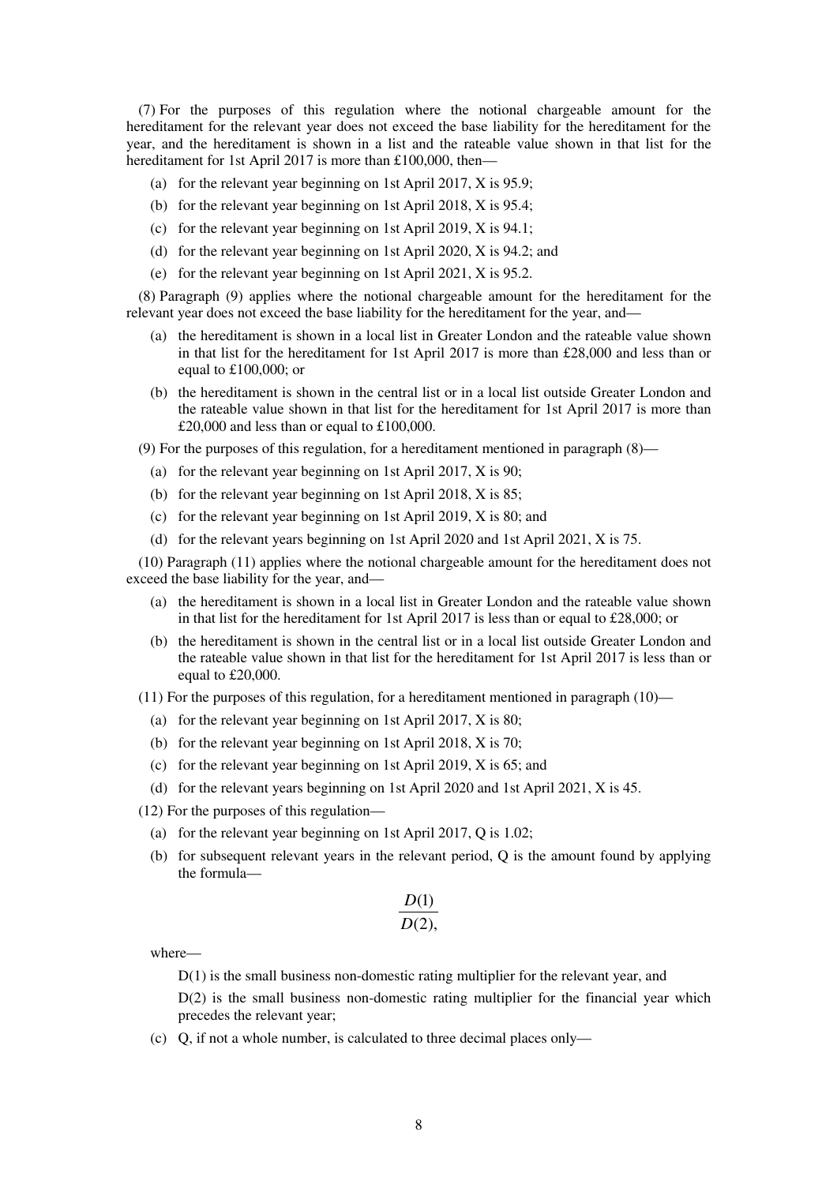(7) For the purposes of this regulation where the notional chargeable amount for the hereditament for the relevant year does not exceed the base liability for the hereditament for the year, and the hereditament is shown in a list and the rateable value shown in that list for the hereditament for 1st April 2017 is more than £100,000, then—

(a) for the relevant year beginning on 1st April 2017, X is 95.9;

(b) for the relevant year beginning on 1st April 2018, X is 95.4;

(c) for the relevant year beginning on 1st April 2019, X is 94.1;

(d) for the relevant year beginning on 1st April 2020, X is 94.2; and

(e) for the relevant year beginning on 1st April 2021, X is 95.2.

(8) Paragraph (9) applies where the notional chargeable amount for the hereditament for the relevant year does not exceed the base liability for the hereditament for the year, and—

(a) the hereditament is shown in a local list in Greater London and the rateable value shown in that list for the hereditament for 1st April 2017 is more than £28,000 and less than or equal to £100,000; or

(b) the hereditament is shown in the central list or in a local list outside Greater London and the rateable value shown in that list for the hereditament for 1st April 2017 is more than £20,000 and less than or equal to £100,000.

(9) For the purposes of this regulation, for a hereditament mentioned in paragraph (8)—

(a) for the relevant year beginning on 1st April 2017, X is 90;

(b) for the relevant year beginning on 1st April 2018, X is 85;

(c) for the relevant year beginning on 1st April 2019, X is 80; and

(d) for the relevant years beginning on 1st April 2020 and 1st April 2021, X is 75.

(10) Paragraph (11) applies where the notional chargeable amount for the hereditament does not exceed the base liability for the year, and—

(a) the hereditament is shown in a local list in Greater London and the rateable value shown in that list for the hereditament for 1st April 2017 is less than or equal to £28,000; or

(b) the hereditament is shown in the central list or in a local list outside Greater London and the rateable value shown in that list for the hereditament for 1st April 2017 is less than or equal to £20,000.

(11) For the purposes of this regulation, for a hereditament mentioned in paragraph (10)—

(a) for the relevant year beginning on 1st April 2017, X is 80;

(b) for the relevant year beginning on 1st April 2018, X is 70;

(c) for the relevant year beginning on 1st April 2019, X is 65; and

(d) for the relevant years beginning on 1st April 2020 and 1st April 2021, X is 45.

(12) For the purposes of this regulation—

(a) for the relevant year beginning on 1st April 2017, Q is 1.02;

(b) for subsequent relevant years in the relevant period, Q is the amount found by applying the formula—

$$\frac{D(1)}{D(2)},$$

where—

D(1) is the small business non-domestic rating multiplier for the relevant year, and

D(2) is the small business non-domestic rating multiplier for the financial year which precedes the relevant year;

(c) Q, if not a whole number, is calculated to three decimal places only—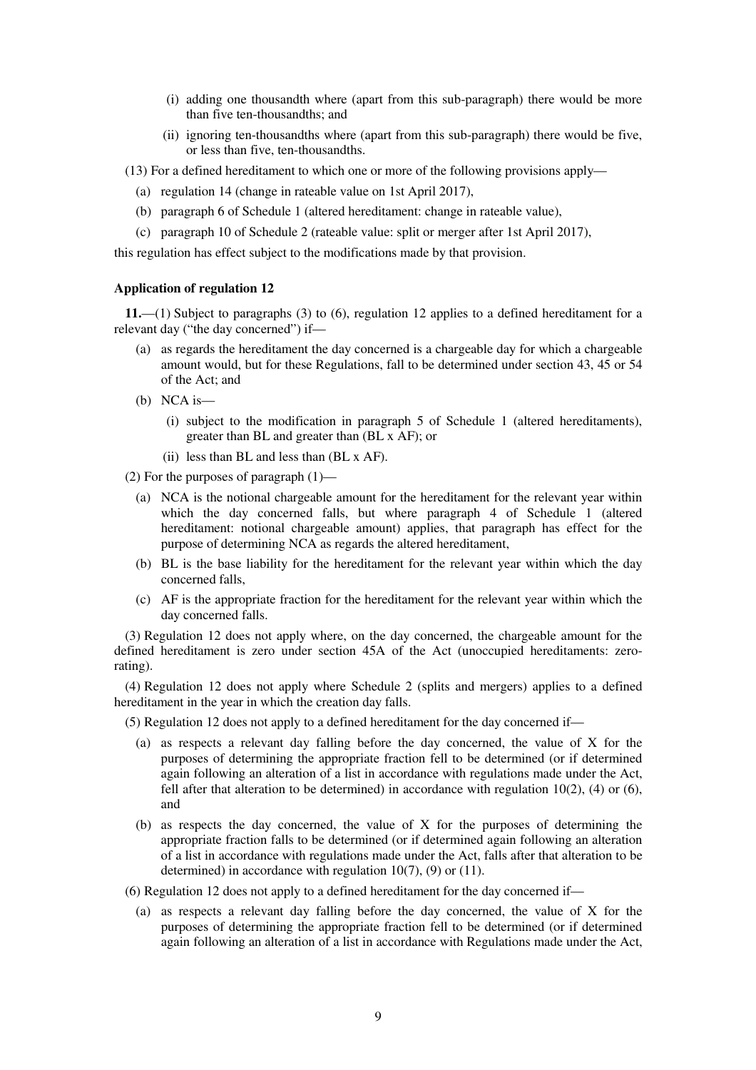(i) adding one thousandth where (apart from this sub-paragraph) there would be more than five ten-thousandths; and

(ii) ignoring ten-thousandths where (apart from this sub-paragraph) there would be five, or less than five, ten-thousandths.

(13) For a defined hereditament to which one or more of the following provisions apply—

(a) regulation 14 (change in rateable value on 1st April 2017),

(b) paragraph 6 of Schedule 1 (altered hereditament: change in rateable value),

(c) paragraph 10 of Schedule 2 (rateable value: split or merger after 1st April 2017),

this regulation has effect subject to the modifications made by that provision.

**Application of regulation 12**

**11.**—(1) Subject to paragraphs (3) to (6), regulation 12 applies to a defined hereditament for a relevant day ("the day concerned") if—

(a) as regards the hereditament the day concerned is a chargeable day for which a chargeable amount would, but for these Regulations, fall to be determined under section 43, 45 or 54 of the Act; and

(b) NCA is—

(i) subject to the modification in paragraph 5 of Schedule 1 (altered hereditaments), greater than BL and greater than (BL x AF); or

(ii) less than BL and less than (BL x AF).

(2) For the purposes of paragraph (1)—

(a) NCA is the notional chargeable amount for the hereditament for the relevant year within which the day concerned falls, but where paragraph 4 of Schedule 1 (altered hereditament: notional chargeable amount) applies, that paragraph has effect for the purpose of determining NCA as regards the altered hereditament,

(b) BL is the base liability for the hereditament for the relevant year within which the day concerned falls,

(c) AF is the appropriate fraction for the hereditament for the relevant year within which the day concerned falls.

(3) Regulation 12 does not apply where, on the day concerned, the chargeable amount for the defined hereditament is zero under section 45A of the Act (unoccupied hereditaments: zero-rating).

(4) Regulation 12 does not apply where Schedule 2 (splits and mergers) applies to a defined hereditament in the year in which the creation day falls.

(5) Regulation 12 does not apply to a defined hereditament for the day concerned if—

(a) as respects a relevant day falling before the day concerned, the value of X for the purposes of determining the appropriate fraction fell to be determined (or if determined again following an alteration of a list in accordance with regulations made under the Act, fell after that alteration to be determined) in accordance with regulation 10(2), (4) or (6), and

(b) as respects the day concerned, the value of X for the purposes of determining the appropriate fraction falls to be determined (or if determined again following an alteration of a list in accordance with regulations made under the Act, falls after that alteration to be determined) in accordance with regulation 10(7), (9) or (11).

(6) Regulation 12 does not apply to a defined hereditament for the day concerned if—

(a) as respects a relevant day falling before the day concerned, the value of X for the purposes of determining the appropriate fraction fell to be determined (or if determined again following an alteration of a list in accordance with Regulations made under the Act,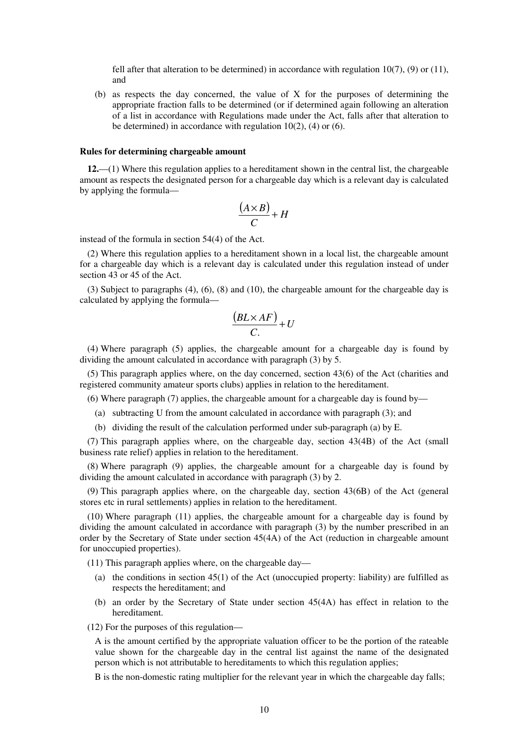fell after that alteration to be determined) in accordance with regulation 10(7), (9) or (11), and

(b) as respects the day concerned, the value of X for the purposes of determining the appropriate fraction falls to be determined (or if determined again following an alteration of a list in accordance with Regulations made under the Act, falls after that alteration to be determined) in accordance with regulation 10(2), (4) or (6).

**Rules for determining chargeable amount**

**12.**—(1) Where this regulation applies to a hereditament shown in the central list, the chargeable amount as respects the designated person for a chargeable day which is a relevant day is calculated by applying the formula—

$$\frac{(A \times B)}{C} + H$$

instead of the formula in section 54(4) of the Act.

(2) Where this regulation applies to a hereditament shown in a local list, the chargeable amount for a chargeable day which is a relevant day is calculated under this regulation instead of under section 43 or 45 of the Act.

(3) Subject to paragraphs (4), (6), (8) and (10), the chargeable amount for the chargeable day is calculated by applying the formula—

$$\frac{(BL \times AF)}{C.} + U$$

(4) Where paragraph (5) applies, the chargeable amount for a chargeable day is found by dividing the amount calculated in accordance with paragraph (3) by 5.

(5) This paragraph applies where, on the day concerned, section 43(6) of the Act (charities and registered community amateur sports clubs) applies in relation to the hereditament.

(6) Where paragraph (7) applies, the chargeable amount for a chargeable day is found by—

(a) subtracting U from the amount calculated in accordance with paragraph (3); and

(b) dividing the result of the calculation performed under sub-paragraph (a) by E.

(7) This paragraph applies where, on the chargeable day, section 43(4B) of the Act (small business rate relief) applies in relation to the hereditament.

(8) Where paragraph (9) applies, the chargeable amount for a chargeable day is found by dividing the amount calculated in accordance with paragraph (3) by 2.

(9) This paragraph applies where, on the chargeable day, section 43(6B) of the Act (general stores etc in rural settlements) applies in relation to the hereditament.

(10) Where paragraph (11) applies, the chargeable amount for a chargeable day is found by dividing the amount calculated in accordance with paragraph (3) by the number prescribed in an order by the Secretary of State under section 45(4A) of the Act (reduction in chargeable amount for unoccupied properties).

(11) This paragraph applies where, on the chargeable day—

(a) the conditions in section 45(1) of the Act (unoccupied property: liability) are fulfilled as respects the hereditament; and

(b) an order by the Secretary of State under section 45(4A) has effect in relation to the hereditament.

(12) For the purposes of this regulation—

A is the amount certified by the appropriate valuation officer to be the portion of the rateable value shown for the chargeable day in the central list against the name of the designated person which is not attributable to hereditaments to which this regulation applies;

B is the non-domestic rating multiplier for the relevant year in which the chargeable day falls;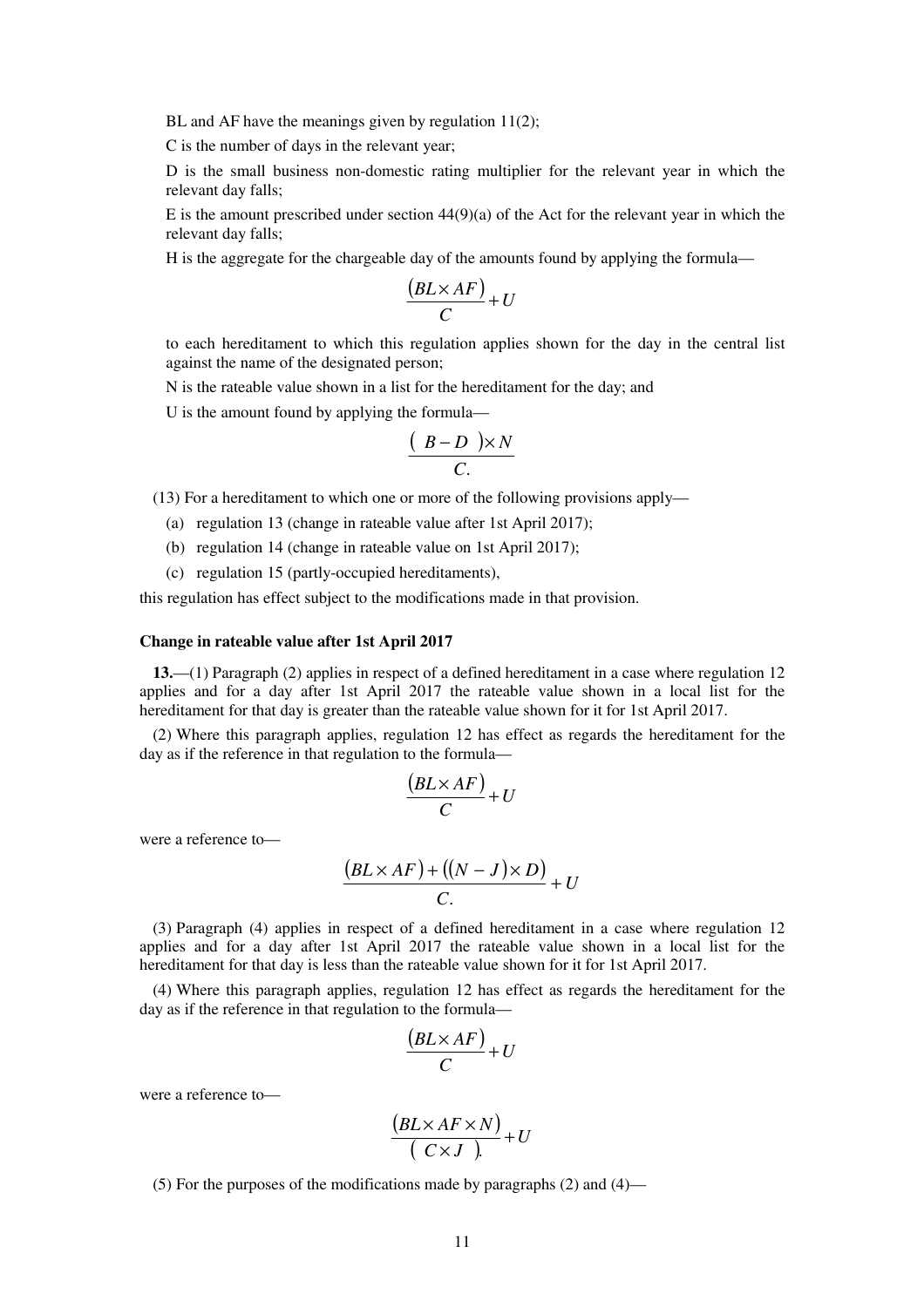BL and AF have the meanings given by regulation 11(2);

C is the number of days in the relevant year;

D is the small business non-domestic rating multiplier for the relevant year in which the relevant day falls;

E is the amount prescribed under section 44(9)(a) of the Act for the relevant year in which the relevant day falls;

H is the aggregate for the chargeable day of the amounts found by applying the formula—

$$\frac{(BL \times AF)}{C} + U$$

to each hereditament to which this regulation applies shown for the day in the central list against the name of the designated person;

N is the rateable value shown in a list for the hereditament for the day; and

U is the amount found by applying the formula—

$$\frac{(\ B - D\ ) \times N}{C.}$$

(13) For a hereditament to which one or more of the following provisions apply—

(a) regulation 13 (change in rateable value after 1st April 2017);

(b) regulation 14 (change in rateable value on 1st April 2017);

(c) regulation 15 (partly-occupied hereditaments),

this regulation has effect subject to the modifications made in that provision.

### Change in rateable value after 1st April 2017

**13.**—(1) Paragraph (2) applies in respect of a defined hereditament in a case where regulation 12 applies and for a day after 1st April 2017 the rateable value shown in a local list for the hereditament for that day is greater than the rateable value shown for it for 1st April 2017.

(2) Where this paragraph applies, regulation 12 has effect as regards the hereditament for the day as if the reference in that regulation to the formula—

$$\frac{(BL \times AF)}{C} + U$$

were a reference to—

$$\frac{(BL \times AF) + ((N - J) \times D)}{C.} + U$$

(3) Paragraph (4) applies in respect of a defined hereditament in a case where regulation 12 applies and for a day after 1st April 2017 the rateable value shown in a local list for the hereditament for that day is less than the rateable value shown for it for 1st April 2017.

(4) Where this paragraph applies, regulation 12 has effect as regards the hereditament for the day as if the reference in that regulation to the formula—

$$\frac{(BL \times AF)}{C} + U$$

were a reference to—

$$\frac{(BL \times AF \times N)}{(\ C \times J\ ).} + U$$

(5) For the purposes of the modifications made by paragraphs (2) and (4)—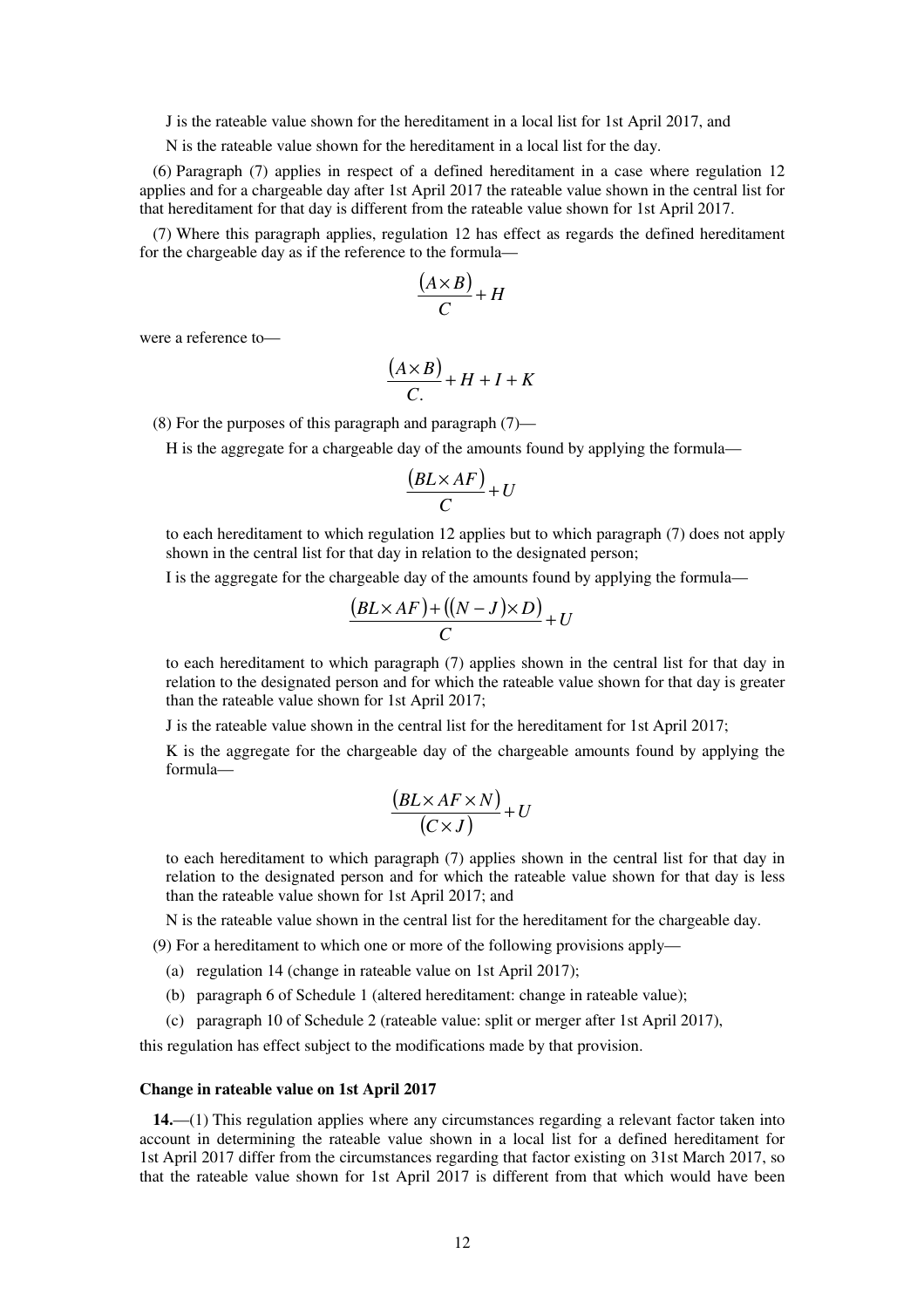J is the rateable value shown for the hereditament in a local list for 1st April 2017, and

N is the rateable value shown for the hereditament in a local list for the day.

(6) Paragraph (7) applies in respect of a defined hereditament in a case where regulation 12 applies and for a chargeable day after 1st April 2017 the rateable value shown in the central list for that hereditament for that day is different from the rateable value shown for 1st April 2017.

(7) Where this paragraph applies, regulation 12 has effect as regards the defined hereditament for the chargeable day as if the reference to the formula—

$$\frac{(A \times B)}{C} + H$$

were a reference to—

$$\frac{(A \times B)}{C.} + H + I + K$$

(8) For the purposes of this paragraph and paragraph (7)—

H is the aggregate for a chargeable day of the amounts found by applying the formula—

$$\frac{(BL \times AF)}{C} + U$$

to each hereditament to which regulation 12 applies but to which paragraph (7) does not apply shown in the central list for that day in relation to the designated person;

I is the aggregate for the chargeable day of the amounts found by applying the formula—

$$\frac{(BL \times AF) + ((N - J) \times D)}{C} + U$$

to each hereditament to which paragraph (7) applies shown in the central list for that day in relation to the designated person and for which the rateable value shown for that day is greater than the rateable value shown for 1st April 2017;

J is the rateable value shown in the central list for the hereditament for 1st April 2017;

K is the aggregate for the chargeable day of the chargeable amounts found by applying the formula—

$$\frac{(BL \times AF \times N)}{(C \times J)} + U$$

to each hereditament to which paragraph (7) applies shown in the central list for that day in relation to the designated person and for which the rateable value shown for that day is less than the rateable value shown for 1st April 2017; and

N is the rateable value shown in the central list for the hereditament for the chargeable day.

(9) For a hereditament to which one or more of the following provisions apply—

(a) regulation 14 (change in rateable value on 1st April 2017);

(b) paragraph 6 of Schedule 1 (altered hereditament: change in rateable value);

(c) paragraph 10 of Schedule 2 (rateable value: split or merger after 1st April 2017),

this regulation has effect subject to the modifications made by that provision.

**Change in rateable value on 1st April 2017**

**14.**—(1) This regulation applies where any circumstances regarding a relevant factor taken into account in determining the rateable value shown in a local list for a defined hereditament for 1st April 2017 differ from the circumstances regarding that factor existing on 31st March 2017, so that the rateable value shown for 1st April 2017 is different from that which would have been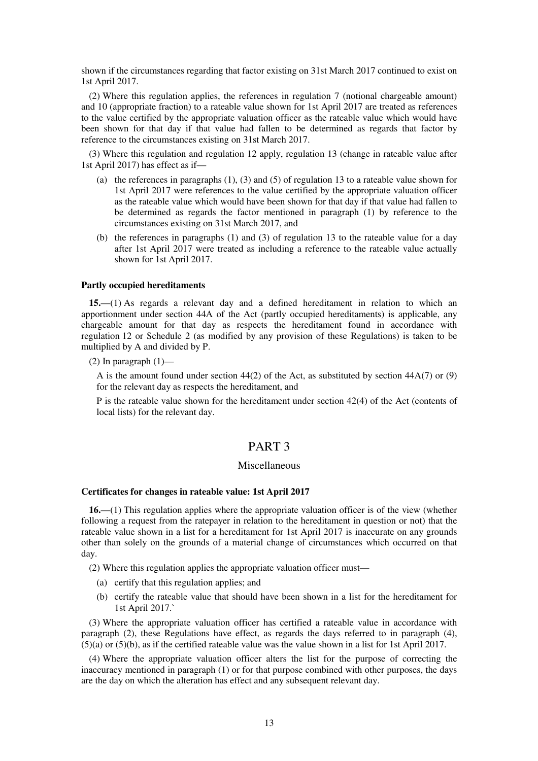shown if the circumstances regarding that factor existing on 31st March 2017 continued to exist on 1st April 2017.

(2) Where this regulation applies, the references in regulation 7 (notional chargeable amount) and 10 (appropriate fraction) to a rateable value shown for 1st April 2017 are treated as references to the value certified by the appropriate valuation officer as the rateable value which would have been shown for that day if that value had fallen to be determined as regards that factor by reference to the circumstances existing on 31st March 2017.

(3) Where this regulation and regulation 12 apply, regulation 13 (change in rateable value after 1st April 2017) has effect as if—

(a) the references in paragraphs (1), (3) and (5) of regulation 13 to a rateable value shown for 1st April 2017 were references to the value certified by the appropriate valuation officer as the rateable value which would have been shown for that day if that value had fallen to be determined as regards the factor mentioned in paragraph (1) by reference to the circumstances existing on 31st March 2017, and

(b) the references in paragraphs (1) and (3) of regulation 13 to the rateable value for a day after 1st April 2017 were treated as including a reference to the rateable value actually shown for 1st April 2017.

**Partly occupied hereditaments**

**15.**—(1) As regards a relevant day and a defined hereditament in relation to which an apportionment under section 44A of the Act (partly occupied hereditaments) is applicable, any chargeable amount for that day as respects the hereditament found in accordance with regulation 12 or Schedule 2 (as modified by any provision of these Regulations) is taken to be multiplied by A and divided by P.

(2) In paragraph (1)—

A is the amount found under section 44(2) of the Act, as substituted by section 44A(7) or (9) for the relevant day as respects the hereditament, and

P is the rateable value shown for the hereditament under section 42(4) of the Act (contents of local lists) for the relevant day.

# PART 3

## Miscellaneous

**Certificates for changes in rateable value: 1st April 2017**

**16.**—(1) This regulation applies where the appropriate valuation officer is of the view (whether following a request from the ratepayer in relation to the hereditament in question or not) that the rateable value shown in a list for a hereditament for 1st April 2017 is inaccurate on any grounds other than solely on the grounds of a material change of circumstances which occurred on that day.

(2) Where this regulation applies the appropriate valuation officer must—

(a) certify that this regulation applies; and

(b) certify the rateable value that should have been shown in a list for the hereditament for 1st April 2017.`

(3) Where the appropriate valuation officer has certified a rateable value in accordance with paragraph (2), these Regulations have effect, as regards the days referred to in paragraph (4), (5)(a) or (5)(b), as if the certified rateable value was the value shown in a list for 1st April 2017.

(4) Where the appropriate valuation officer alters the list for the purpose of correcting the inaccuracy mentioned in paragraph (1) or for that purpose combined with other purposes, the days are the day on which the alteration has effect and any subsequent relevant day.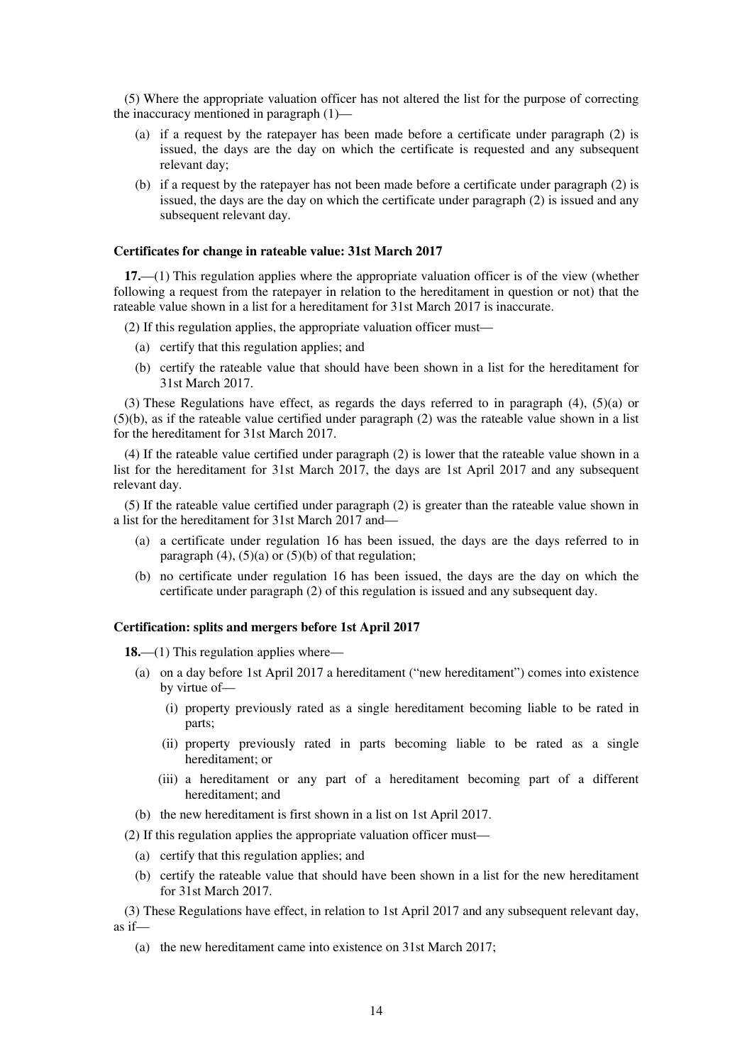(5) Where the appropriate valuation officer has not altered the list for the purpose of correcting the inaccuracy mentioned in paragraph (1)—

- (a) if a request by the ratepayer has been made before a certificate under paragraph (2) is issued, the days are the day on which the certificate is requested and any subsequent relevant day;
- (b) if a request by the ratepayer has not been made before a certificate under paragraph (2) is issued, the days are the day on which the certificate under paragraph (2) is issued and any subsequent relevant day.

**Certificates for change in rateable value: 31st March 2017**

**17.**—(1) This regulation applies where the appropriate valuation officer is of the view (whether following a request from the ratepayer in relation to the hereditament in question or not) that the rateable value shown in a list for a hereditament for 31st March 2017 is inaccurate.

(2) If this regulation applies, the appropriate valuation officer must—

- (a) certify that this regulation applies; and
- (b) certify the rateable value that should have been shown in a list for the hereditament for 31st March 2017.

(3) These Regulations have effect, as regards the days referred to in paragraph (4), (5)(a) or (5)(b), as if the rateable value certified under paragraph (2) was the rateable value shown in a list for the hereditament for 31st March 2017.

(4) If the rateable value certified under paragraph (2) is lower that the rateable value shown in a list for the hereditament for 31st March 2017, the days are 1st April 2017 and any subsequent relevant day.

(5) If the rateable value certified under paragraph (2) is greater than the rateable value shown in a list for the hereditament for 31st March 2017 and—

- (a) a certificate under regulation 16 has been issued, the days are the days referred to in paragraph (4), (5)(a) or (5)(b) of that regulation;
- (b) no certificate under regulation 16 has been issued, the days are the day on which the certificate under paragraph (2) of this regulation is issued and any subsequent day.

**Certification: splits and mergers before 1st April 2017**

**18.**—(1) This regulation applies where—

- (a) on a day before 1st April 2017 a hereditament ("new hereditament") comes into existence by virtue of—
  - (i) property previously rated as a single hereditament becoming liable to be rated in parts;
  - (ii) property previously rated in parts becoming liable to be rated as a single hereditament; or
  - (iii) a hereditament or any part of a hereditament becoming part of a different hereditament; and
- (b) the new hereditament is first shown in a list on 1st April 2017.

(2) If this regulation applies the appropriate valuation officer must—

- (a) certify that this regulation applies; and
- (b) certify the rateable value that should have been shown in a list for the new hereditament for 31st March 2017.

(3) These Regulations have effect, in relation to 1st April 2017 and any subsequent relevant day, as if—

- (a) the new hereditament came into existence on 31st March 2017;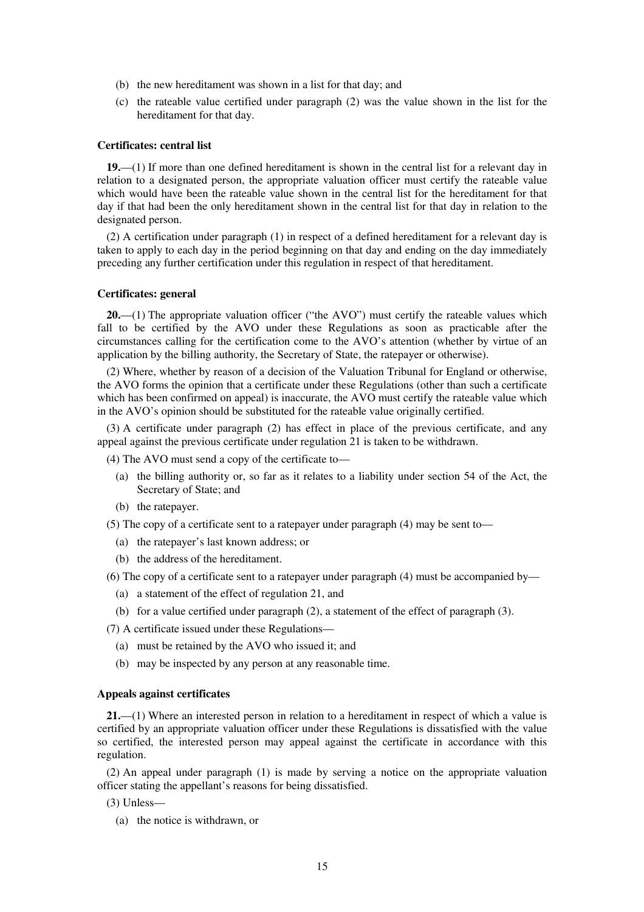(b) the new hereditament was shown in a list for that day; and

(c) the rateable value certified under paragraph (2) was the value shown in the list for the hereditament for that day.

**Certificates: central list**

**19.**—(1) If more than one defined hereditament is shown in the central list for a relevant day in relation to a designated person, the appropriate valuation officer must certify the rateable value which would have been the rateable value shown in the central list for the hereditament for that day if that had been the only hereditament shown in the central list for that day in relation to the designated person.

(2) A certification under paragraph (1) in respect of a defined hereditament for a relevant day is taken to apply to each day in the period beginning on that day and ending on the day immediately preceding any further certification under this regulation in respect of that hereditament.

**Certificates: general**

**20.**—(1) The appropriate valuation officer ("the AVO") must certify the rateable values which fall to be certified by the AVO under these Regulations as soon as practicable after the circumstances calling for the certification come to the AVO's attention (whether by virtue of an application by the billing authority, the Secretary of State, the ratepayer or otherwise).

(2) Where, whether by reason of a decision of the Valuation Tribunal for England or otherwise, the AVO forms the opinion that a certificate under these Regulations (other than such a certificate which has been confirmed on appeal) is inaccurate, the AVO must certify the rateable value which in the AVO's opinion should be substituted for the rateable value originally certified.

(3) A certificate under paragraph (2) has effect in place of the previous certificate, and any appeal against the previous certificate under regulation 21 is taken to be withdrawn.

(4) The AVO must send a copy of the certificate to—

(a) the billing authority or, so far as it relates to a liability under section 54 of the Act, the Secretary of State; and

(b) the ratepayer.

(5) The copy of a certificate sent to a ratepayer under paragraph (4) may be sent to—

(a) the ratepayer's last known address; or

(b) the address of the hereditament.

(6) The copy of a certificate sent to a ratepayer under paragraph (4) must be accompanied by—

(a) a statement of the effect of regulation 21, and

(b) for a value certified under paragraph (2), a statement of the effect of paragraph (3).

(7) A certificate issued under these Regulations—

(a) must be retained by the AVO who issued it; and

(b) may be inspected by any person at any reasonable time.

**Appeals against certificates**

**21.**—(1) Where an interested person in relation to a hereditament in respect of which a value is certified by an appropriate valuation officer under these Regulations is dissatisfied with the value so certified, the interested person may appeal against the certificate in accordance with this regulation.

(2) An appeal under paragraph (1) is made by serving a notice on the appropriate valuation officer stating the appellant's reasons for being dissatisfied.

(3) Unless—

(a) the notice is withdrawn, or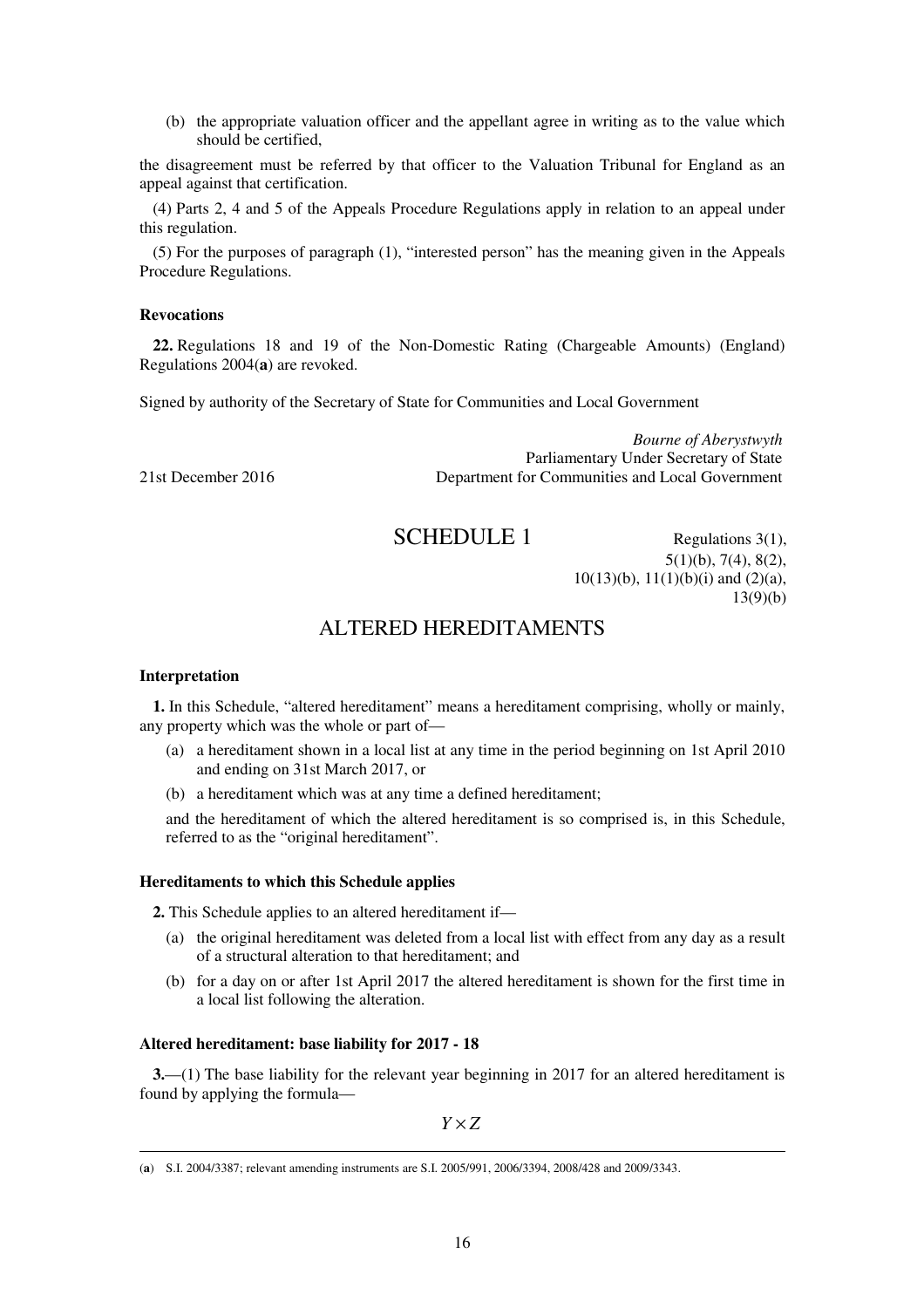(b) the appropriate valuation officer and the appellant agree in writing as to the value which should be certified,

the disagreement must be referred by that officer to the Valuation Tribunal for England as an appeal against that certification.

(4) Parts 2, 4 and 5 of the Appeals Procedure Regulations apply in relation to an appeal under this regulation.

(5) For the purposes of paragraph (1), "interested person" has the meaning given in the Appeals Procedure Regulations.

**Revocations**

**22.** Regulations 18 and 19 of the Non-Domestic Rating (Chargeable Amounts) (England) Regulations 2004(**a**) are revoked.

Signed by authority of the Secretary of State for Communities and Local Government

*Bourne of Aberystwyth*
Parliamentary Under Secretary of State
Department for Communities and Local Government

21st December 2016

# SCHEDULE 1

Regulations 3(1), 5(1)(b), 7(4), 8(2), 10(13)(b), 11(1)(b)(i) and (2)(a), 13(9)(b)

## ALTERED HEREDITAMENTS

**Interpretation**

**1.** In this Schedule, "altered hereditament" means a hereditament comprising, wholly or mainly, any property which was the whole or part of—

(a) a hereditament shown in a local list at any time in the period beginning on 1st April 2010 and ending on 31st March 2017, or

(b) a hereditament which was at any time a defined hereditament;

and the hereditament of which the altered hereditament is so comprised is, in this Schedule, referred to as the "original hereditament".

**Hereditaments to which this Schedule applies**

**2.** This Schedule applies to an altered hereditament if—

(a) the original hereditament was deleted from a local list with effect from any day as a result of a structural alteration to that hereditament; and

(b) for a day on or after 1st April 2017 the altered hereditament is shown for the first time in a local list following the alteration.

**Altered hereditament: base liability for 2017 - 18**

**3.**—(1) The base liability for the relevant year beginning in 2017 for an altered hereditament is found by applying the formula—

$$Y \times Z$$

(**a**) S.I. 2004/3387; relevant amending instruments are S.I. 2005/991, 2006/3394, 2008/428 and 2009/3343.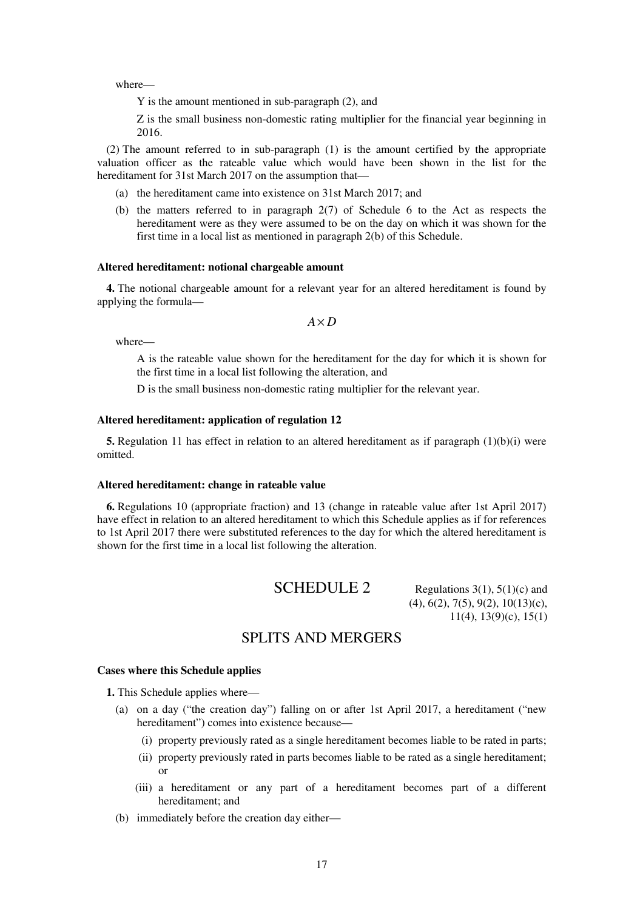where—

Y is the amount mentioned in sub-paragraph (2), and

Z is the small business non-domestic rating multiplier for the financial year beginning in 2016.

(2) The amount referred to in sub-paragraph (1) is the amount certified by the appropriate valuation officer as the rateable value which would have been shown in the list for the hereditament for 31st March 2017 on the assumption that—

- (a) the hereditament came into existence on 31st March 2017; and
- (b) the matters referred to in paragraph 2(7) of Schedule 6 to the Act as respects the hereditament were as they were assumed to be on the day on which it was shown for the first time in a local list as mentioned in paragraph 2(b) of this Schedule.

**Altered hereditament: notional chargeable amount**

**4.** The notional chargeable amount for a relevant year for an altered hereditament is found by applying the formula—

$$A \times D$$

where—

A is the rateable value shown for the hereditament for the day for which it is shown for the first time in a local list following the alteration, and

D is the small business non-domestic rating multiplier for the relevant year.

**Altered hereditament: application of regulation 12**

**5.** Regulation 11 has effect in relation to an altered hereditament as if paragraph (1)(b)(i) were omitted.

**Altered hereditament: change in rateable value**

**6.** Regulations 10 (appropriate fraction) and 13 (change in rateable value after 1st April 2017) have effect in relation to an altered hereditament to which this Schedule applies as if for references to 1st April 2017 there were substituted references to the day for which the altered hereditament is shown for the first time in a local list following the alteration.

# SCHEDULE 2

Regulations 3(1), 5(1)(c) and (4), 6(2), 7(5), 9(2), 10(13)(c), 11(4), 13(9)(c), 15(1)

## SPLITS AND MERGERS

**Cases where this Schedule applies**

**1.** This Schedule applies where—

- (a) on a day ("the creation day") falling on or after 1st April 2017, a hereditament ("new hereditament") comes into existence because—
  - (i) property previously rated as a single hereditament becomes liable to be rated in parts;
  - (ii) property previously rated in parts becomes liable to be rated as a single hereditament; or
  - (iii) a hereditament or any part of a hereditament becomes part of a different hereditament; and
- (b) immediately before the creation day either—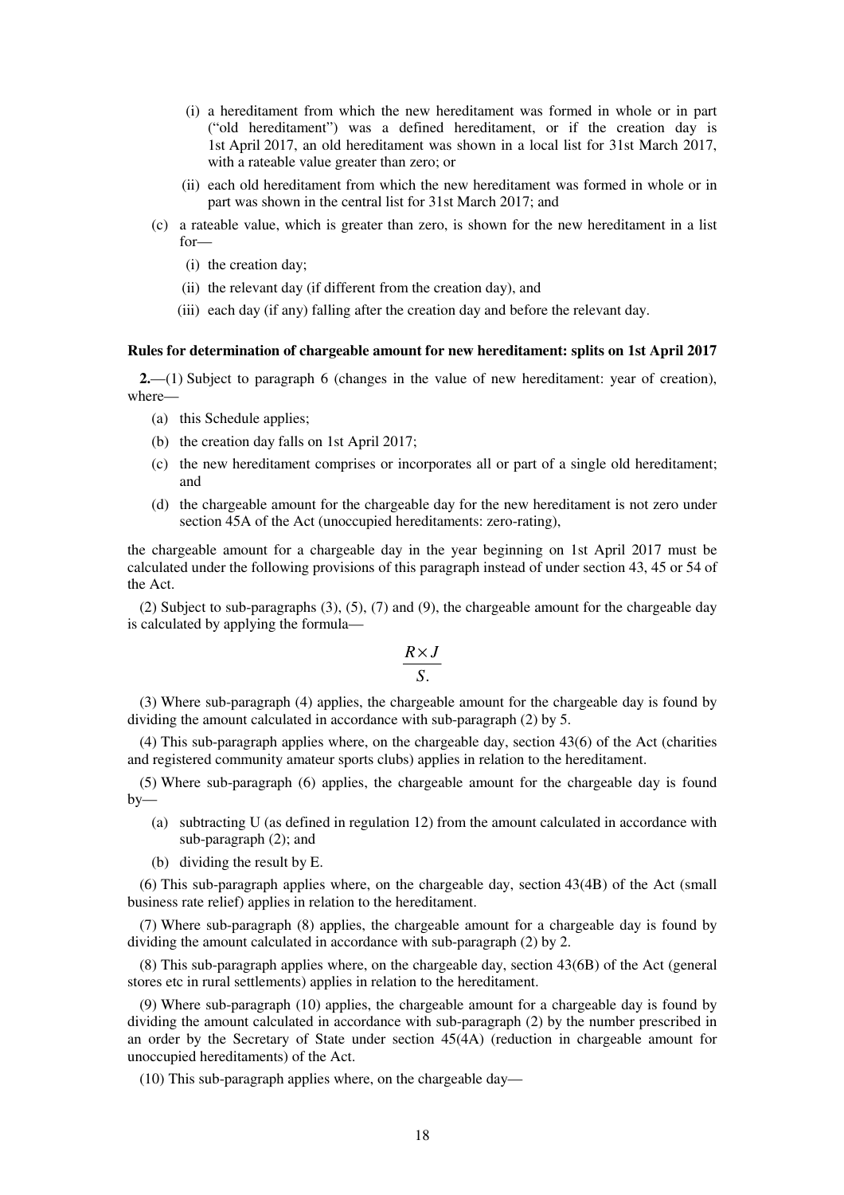(i) a hereditament from which the new hereditament was formed in whole or in part ("old hereditament") was a defined hereditament, or if the creation day is 1st April 2017, an old hereditament was shown in a local list for 31st March 2017, with a rateable value greater than zero; or

(ii) each old hereditament from which the new hereditament was formed in whole or in part was shown in the central list for 31st March 2017; and

(c) a rateable value, which is greater than zero, is shown for the new hereditament in a list for—

(i) the creation day;

(ii) the relevant day (if different from the creation day), and

(iii) each day (if any) falling after the creation day and before the relevant day.

**Rules for determination of chargeable amount for new hereditament: splits on 1st April 2017**

**2.**—(1) Subject to paragraph 6 (changes in the value of new hereditament: year of creation), where—

(a) this Schedule applies;

(b) the creation day falls on 1st April 2017;

(c) the new hereditament comprises or incorporates all or part of a single old hereditament; and

(d) the chargeable amount for the chargeable day for the new hereditament is not zero under section 45A of the Act (unoccupied hereditaments: zero-rating),

the chargeable amount for a chargeable day in the year beginning on 1st April 2017 must be calculated under the following provisions of this paragraph instead of under section 43, 45 or 54 of the Act.

(2) Subject to sub-paragraphs (3), (5), (7) and (9), the chargeable amount for the chargeable day is calculated by applying the formula—

$$\frac{R \times J}{S}.$$

(3) Where sub-paragraph (4) applies, the chargeable amount for the chargeable day is found by dividing the amount calculated in accordance with sub-paragraph (2) by 5.

(4) This sub-paragraph applies where, on the chargeable day, section 43(6) of the Act (charities and registered community amateur sports clubs) applies in relation to the hereditament.

(5) Where sub-paragraph (6) applies, the chargeable amount for the chargeable day is found by—

(a) subtracting U (as defined in regulation 12) from the amount calculated in accordance with sub-paragraph (2); and

(b) dividing the result by E.

(6) This sub-paragraph applies where, on the chargeable day, section 43(4B) of the Act (small business rate relief) applies in relation to the hereditament.

(7) Where sub-paragraph (8) applies, the chargeable amount for a chargeable day is found by dividing the amount calculated in accordance with sub-paragraph (2) by 2.

(8) This sub-paragraph applies where, on the chargeable day, section 43(6B) of the Act (general stores etc in rural settlements) applies in relation to the hereditament.

(9) Where sub-paragraph (10) applies, the chargeable amount for a chargeable day is found by dividing the amount calculated in accordance with sub-paragraph (2) by the number prescribed in an order by the Secretary of State under section 45(4A) (reduction in chargeable amount for unoccupied hereditaments) of the Act.

(10) This sub-paragraph applies where, on the chargeable day—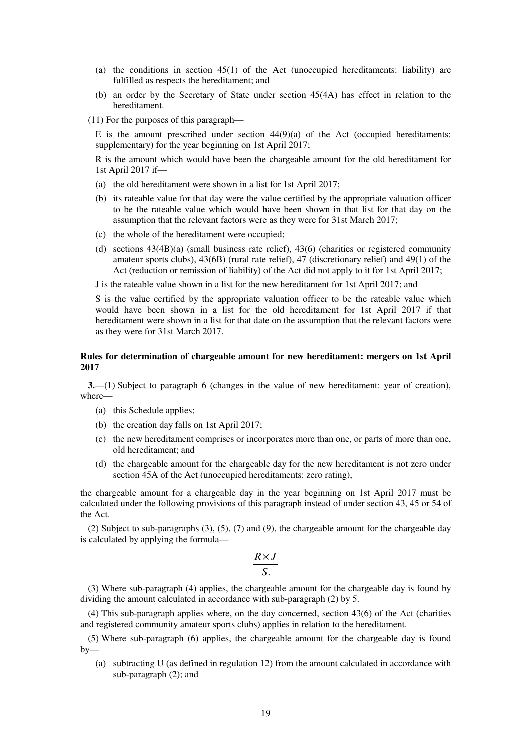(a) the conditions in section 45(1) of the Act (unoccupied hereditaments: liability) are fulfilled as respects the hereditament; and

(b) an order by the Secretary of State under section 45(4A) has effect in relation to the hereditament.

(11) For the purposes of this paragraph—

E is the amount prescribed under section 44(9)(a) of the Act (occupied hereditaments: supplementary) for the year beginning on 1st April 2017;

R is the amount which would have been the chargeable amount for the old hereditament for 1st April 2017 if—

(a) the old hereditament were shown in a list for 1st April 2017;

(b) its rateable value for that day were the value certified by the appropriate valuation officer to be the rateable value which would have been shown in that list for that day on the assumption that the relevant factors were as they were for 31st March 2017;

(c) the whole of the hereditament were occupied;

(d) sections 43(4B)(a) (small business rate relief), 43(6) (charities or registered community amateur sports clubs), 43(6B) (rural rate relief), 47 (discretionary relief) and 49(1) of the Act (reduction or remission of liability) of the Act did not apply to it for 1st April 2017;

J is the rateable value shown in a list for the new hereditament for 1st April 2017; and

S is the value certified by the appropriate valuation officer to be the rateable value which would have been shown in a list for the old hereditament for 1st April 2017 if that hereditament were shown in a list for that date on the assumption that the relevant factors were as they were for 31st March 2017.

**Rules for determination of chargeable amount for new hereditament: mergers on 1st April 2017**

**3.**—(1) Subject to paragraph 6 (changes in the value of new hereditament: year of creation), where—

(a) this Schedule applies;

(b) the creation day falls on 1st April 2017;

(c) the new hereditament comprises or incorporates more than one, or parts of more than one, old hereditament; and

(d) the chargeable amount for the chargeable day for the new hereditament is not zero under section 45A of the Act (unoccupied hereditaments: zero rating),

the chargeable amount for a chargeable day in the year beginning on 1st April 2017 must be calculated under the following provisions of this paragraph instead of under section 43, 45 or 54 of the Act.

(2) Subject to sub-paragraphs (3), (5), (7) and (9), the chargeable amount for the chargeable day is calculated by applying the formula—

$$\frac{R \times J}{S}.$$

(3) Where sub-paragraph (4) applies, the chargeable amount for the chargeable day is found by dividing the amount calculated in accordance with sub-paragraph (2) by 5.

(4) This sub-paragraph applies where, on the day concerned, section 43(6) of the Act (charities and registered community amateur sports clubs) applies in relation to the hereditament.

(5) Where sub-paragraph (6) applies, the chargeable amount for the chargeable day is found by—

(a) subtracting U (as defined in regulation 12) from the amount calculated in accordance with sub-paragraph (2); and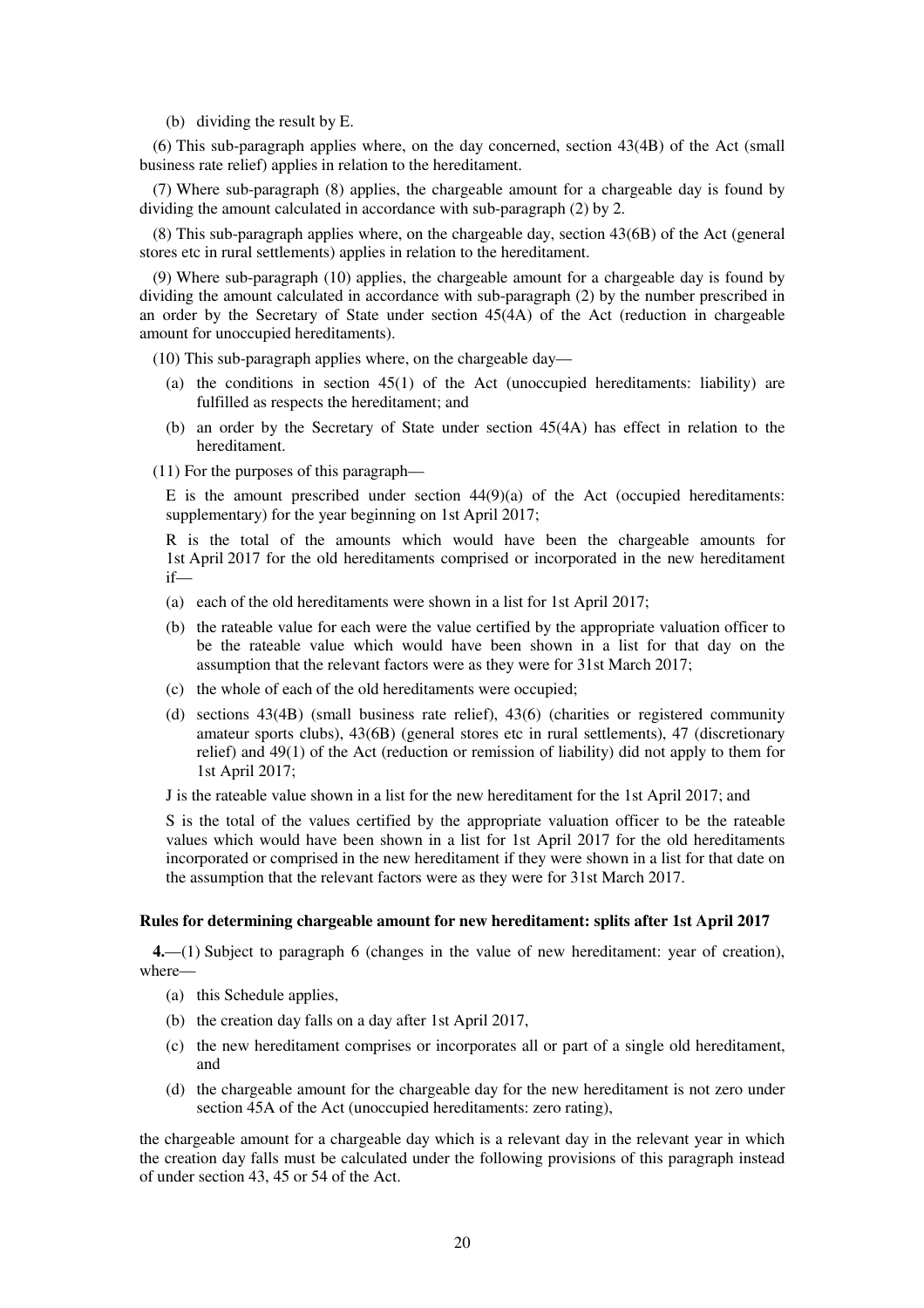(b) dividing the result by E.

(6) This sub-paragraph applies where, on the day concerned, section 43(4B) of the Act (small business rate relief) applies in relation to the hereditament.

(7) Where sub-paragraph (8) applies, the chargeable amount for a chargeable day is found by dividing the amount calculated in accordance with sub-paragraph (2) by 2.

(8) This sub-paragraph applies where, on the chargeable day, section 43(6B) of the Act (general stores etc in rural settlements) applies in relation to the hereditament.

(9) Where sub-paragraph (10) applies, the chargeable amount for a chargeable day is found by dividing the amount calculated in accordance with sub-paragraph (2) by the number prescribed in an order by the Secretary of State under section 45(4A) of the Act (reduction in chargeable amount for unoccupied hereditaments).

(10) This sub-paragraph applies where, on the chargeable day—

- (a) the conditions in section 45(1) of the Act (unoccupied hereditaments: liability) are fulfilled as respects the hereditament; and
- (b) an order by the Secretary of State under section 45(4A) has effect in relation to the hereditament.

(11) For the purposes of this paragraph—

E is the amount prescribed under section 44(9)(a) of the Act (occupied hereditaments: supplementary) for the year beginning on 1st April 2017;

R is the total of the amounts which would have been the chargeable amounts for 1st April 2017 for the old hereditaments comprised or incorporated in the new hereditament if—

- (a) each of the old hereditaments were shown in a list for 1st April 2017;
- (b) the rateable value for each were the value certified by the appropriate valuation officer to be the rateable value which would have been shown in a list for that day on the assumption that the relevant factors were as they were for 31st March 2017;
- (c) the whole of each of the old hereditaments were occupied;
- (d) sections 43(4B) (small business rate relief), 43(6) (charities or registered community amateur sports clubs), 43(6B) (general stores etc in rural settlements), 47 (discretionary relief) and 49(1) of the Act (reduction or remission of liability) did not apply to them for 1st April 2017;

J is the rateable value shown in a list for the new hereditament for the 1st April 2017; and

S is the total of the values certified by the appropriate valuation officer to be the rateable values which would have been shown in a list for 1st April 2017 for the old hereditaments incorporated or comprised in the new hereditament if they were shown in a list for that date on the assumption that the relevant factors were as they were for 31st March 2017.

### Rules for determining chargeable amount for new hereditament: splits after 1st April 2017

**4.**—(1) Subject to paragraph 6 (changes in the value of new hereditament: year of creation), where—

- (a) this Schedule applies,
- (b) the creation day falls on a day after 1st April 2017,
- (c) the new hereditament comprises or incorporates all or part of a single old hereditament, and
- (d) the chargeable amount for the chargeable day for the new hereditament is not zero under section 45A of the Act (unoccupied hereditaments: zero rating),

the chargeable amount for a chargeable day which is a relevant day in the relevant year in which the creation day falls must be calculated under the following provisions of this paragraph instead of under section 43, 45 or 54 of the Act.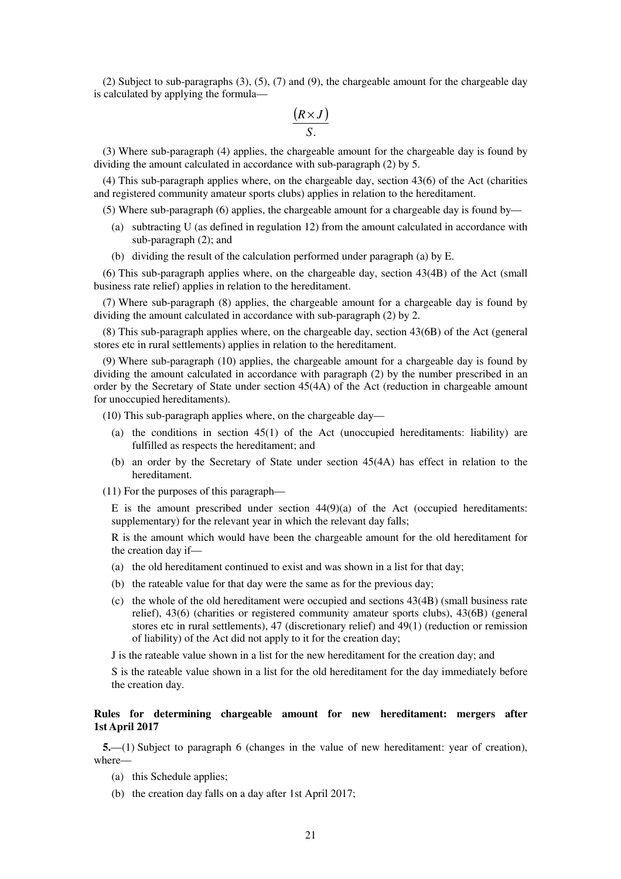(2) Subject to sub-paragraphs (3), (5), (7) and (9), the chargeable amount for the chargeable day is calculated by applying the formula—

$$\frac{(R \times J)}{S}.$$

(3) Where sub-paragraph (4) applies, the chargeable amount for the chargeable day is found by dividing the amount calculated in accordance with sub-paragraph (2) by 5.

(4) This sub-paragraph applies where, on the chargeable day, section 43(6) of the Act (charities and registered community amateur sports clubs) applies in relation to the hereditament.

(5) Where sub-paragraph (6) applies, the chargeable amount for a chargeable day is found by—

(a) subtracting U (as defined in regulation 12) from the amount calculated in accordance with sub-paragraph (2); and

(b) dividing the result of the calculation performed under paragraph (a) by E.

(6) This sub-paragraph applies where, on the chargeable day, section 43(4B) of the Act (small business rate relief) applies in relation to the hereditament.

(7) Where sub-paragraph (8) applies, the chargeable amount for a chargeable day is found by dividing the amount calculated in accordance with sub-paragraph (2) by 2.

(8) This sub-paragraph applies where, on the chargeable day, section 43(6B) of the Act (general stores etc in rural settlements) applies in relation to the hereditament.

(9) Where sub-paragraph (10) applies, the chargeable amount for a chargeable day is found by dividing the amount calculated in accordance with paragraph (2) by the number prescribed in an order by the Secretary of State under section 45(4A) of the Act (reduction in chargeable amount for unoccupied hereditaments).

(10) This sub-paragraph applies where, on the chargeable day—

(a) the conditions in section 45(1) of the Act (unoccupied hereditaments: liability) are fulfilled as respects the hereditament; and

(b) an order by the Secretary of State under section 45(4A) has effect in relation to the hereditament.

(11) For the purposes of this paragraph—

E is the amount prescribed under section 44(9)(a) of the Act (occupied hereditaments: supplementary) for the relevant year in which the relevant day falls;

R is the amount which would have been the chargeable amount for the old hereditament for the creation day if—

(a) the old hereditament continued to exist and was shown in a list for that day;

(b) the rateable value for that day were the same as for the previous day;

(c) the whole of the old hereditament were occupied and sections 43(4B) (small business rate relief), 43(6) (charities or registered community amateur sports clubs), 43(6B) (general stores etc in rural settlements), 47 (discretionary relief) and 49(1) (reduction or remission of liability) of the Act did not apply to it for the creation day;

J is the rateable value shown in a list for the new hereditament for the creation day; and

S is the rateable value shown in a list for the old hereditament for the day immediately before the creation day.

**Rules for determining chargeable amount for new hereditament: mergers after 1st April 2017**

**5.**—(1) Subject to paragraph 6 (changes in the value of new hereditament: year of creation), where—

(a) this Schedule applies;

(b) the creation day falls on a day after 1st April 2017;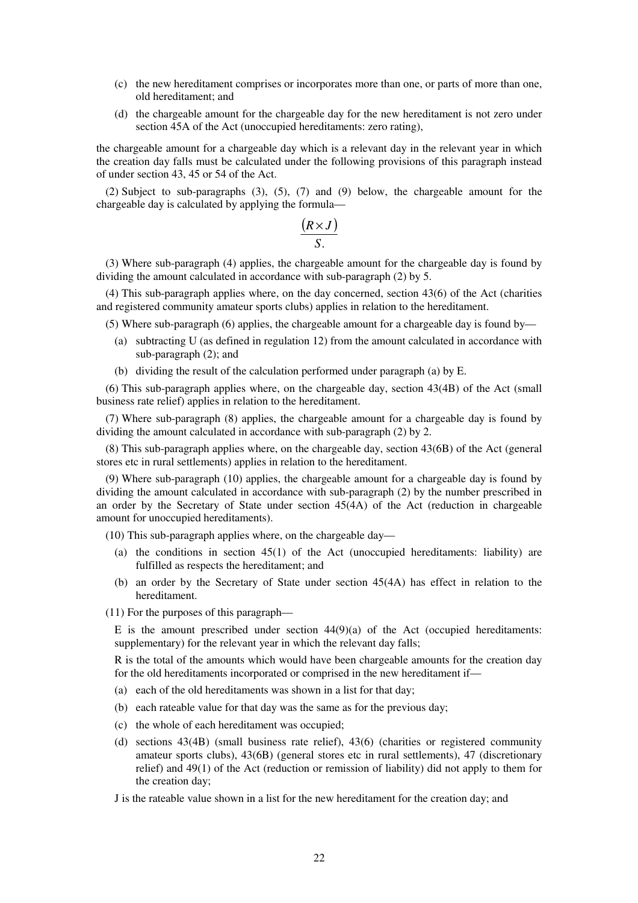(c) the new hereditament comprises or incorporates more than one, or parts of more than one, old hereditament; and

(d) the chargeable amount for the chargeable day for the new hereditament is not zero under section 45A of the Act (unoccupied hereditaments: zero rating),

the chargeable amount for a chargeable day which is a relevant day in the relevant year in which the creation day falls must be calculated under the following provisions of this paragraph instead of under section 43, 45 or 54 of the Act.

(2) Subject to sub-paragraphs (3), (5), (7) and (9) below, the chargeable amount for the chargeable day is calculated by applying the formula—

$$\frac{(R \times J)}{S}.$$

(3) Where sub-paragraph (4) applies, the chargeable amount for the chargeable day is found by dividing the amount calculated in accordance with sub-paragraph (2) by 5.

(4) This sub-paragraph applies where, on the day concerned, section 43(6) of the Act (charities and registered community amateur sports clubs) applies in relation to the hereditament.

(5) Where sub-paragraph (6) applies, the chargeable amount for a chargeable day is found by—

(a) subtracting U (as defined in regulation 12) from the amount calculated in accordance with sub-paragraph (2); and

(b) dividing the result of the calculation performed under paragraph (a) by E.

(6) This sub-paragraph applies where, on the chargeable day, section 43(4B) of the Act (small business rate relief) applies in relation to the hereditament.

(7) Where sub-paragraph (8) applies, the chargeable amount for a chargeable day is found by dividing the amount calculated in accordance with sub-paragraph (2) by 2.

(8) This sub-paragraph applies where, on the chargeable day, section 43(6B) of the Act (general stores etc in rural settlements) applies in relation to the hereditament.

(9) Where sub-paragraph (10) applies, the chargeable amount for a chargeable day is found by dividing the amount calculated in accordance with sub-paragraph (2) by the number prescribed in an order by the Secretary of State under section 45(4A) of the Act (reduction in chargeable amount for unoccupied hereditaments).

(10) This sub-paragraph applies where, on the chargeable day—

(a) the conditions in section 45(1) of the Act (unoccupied hereditaments: liability) are fulfilled as respects the hereditament; and

(b) an order by the Secretary of State under section 45(4A) has effect in relation to the hereditament.

(11) For the purposes of this paragraph—

E is the amount prescribed under section 44(9)(a) of the Act (occupied hereditaments: supplementary) for the relevant year in which the relevant day falls;

R is the total of the amounts which would have been chargeable amounts for the creation day for the old hereditaments incorporated or comprised in the new hereditament if—

(a) each of the old hereditaments was shown in a list for that day;

(b) each rateable value for that day was the same as for the previous day;

(c) the whole of each hereditament was occupied;

(d) sections 43(4B) (small business rate relief), 43(6) (charities or registered community amateur sports clubs), 43(6B) (general stores etc in rural settlements), 47 (discretionary relief) and 49(1) of the Act (reduction or remission of liability) did not apply to them for the creation day;

J is the rateable value shown in a list for the new hereditament for the creation day; and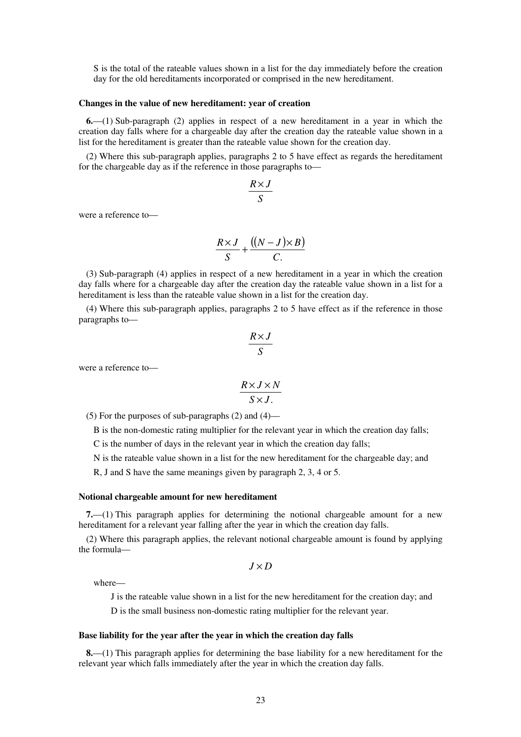S is the total of the rateable values shown in a list for the day immediately before the creation day for the old hereditaments incorporated or comprised in the new hereditament.

**Changes in the value of new hereditament: year of creation**

**6.**—(1) Sub-paragraph (2) applies in respect of a new hereditament in a year in which the creation day falls where for a chargeable day after the creation day the rateable value shown in a list for the hereditament is greater than the rateable value shown for the creation day.

(2) Where this sub-paragraph applies, paragraphs 2 to 5 have effect as regards the hereditament for the chargeable day as if the reference in those paragraphs to—

$$\frac{R \times J}{S}$$

were a reference to—

$$\frac{R \times J}{S} + \frac{((N - J) \times B)}{C.}$$

(3) Sub-paragraph (4) applies in respect of a new hereditament in a year in which the creation day falls where for a chargeable day after the creation day the rateable value shown in a list for a hereditament is less than the rateable value shown in a list for the creation day.

(4) Where this sub-paragraph applies, paragraphs 2 to 5 have effect as if the reference in those paragraphs to—

$$\frac{R \times J}{S}$$

were a reference to—

$$\frac{R \times J \times N}{S \times J.}$$

(5) For the purposes of sub-paragraphs (2) and (4)—

B is the non-domestic rating multiplier for the relevant year in which the creation day falls;

C is the number of days in the relevant year in which the creation day falls;

N is the rateable value shown in a list for the new hereditament for the chargeable day; and

R, J and S have the same meanings given by paragraph 2, 3, 4 or 5.

**Notional chargeable amount for new hereditament**

**7.**—(1) This paragraph applies for determining the notional chargeable amount for a new hereditament for a relevant year falling after the year in which the creation day falls.

(2) Where this paragraph applies, the relevant notional chargeable amount is found by applying the formula—

$$J \times D$$

where—

J is the rateable value shown in a list for the new hereditament for the creation day; and

D is the small business non-domestic rating multiplier for the relevant year.

**Base liability for the year after the year in which the creation day falls**

**8.**—(1) This paragraph applies for determining the base liability for a new hereditament for the relevant year which falls immediately after the year in which the creation day falls.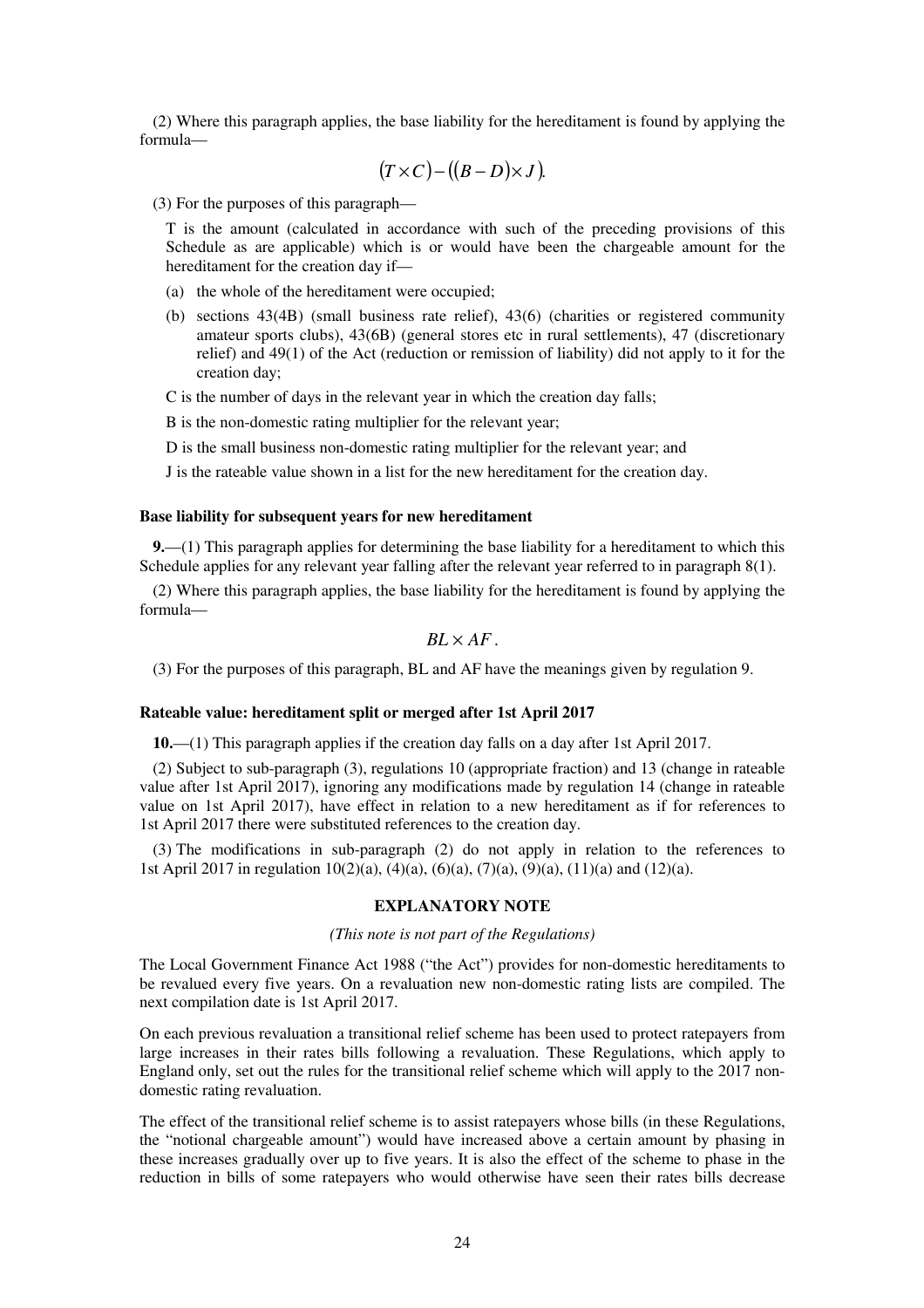(2) Where this paragraph applies, the base liability for the hereditament is found by applying the formula—

$$(T \times C) - ((B - D) \times J).$$

(3) For the purposes of this paragraph—

T is the amount (calculated in accordance with such of the preceding provisions of this Schedule as are applicable) which is or would have been the chargeable amount for the hereditament for the creation day if—

(a) the whole of the hereditament were occupied;

(b) sections 43(4B) (small business rate relief), 43(6) (charities or registered community amateur sports clubs), 43(6B) (general stores etc in rural settlements), 47 (discretionary relief) and 49(1) of the Act (reduction or remission of liability) did not apply to it for the creation day;

C is the number of days in the relevant year in which the creation day falls;

B is the non-domestic rating multiplier for the relevant year;

D is the small business non-domestic rating multiplier for the relevant year; and

J is the rateable value shown in a list for the new hereditament for the creation day.

**Base liability for subsequent years for new hereditament**

**9.**—(1) This paragraph applies for determining the base liability for a hereditament to which this Schedule applies for any relevant year falling after the relevant year referred to in paragraph 8(1).

(2) Where this paragraph applies, the base liability for the hereditament is found by applying the formula—

$$BL \times AF.$$

(3) For the purposes of this paragraph, BL and AF have the meanings given by regulation 9.

**Rateable value: hereditament split or merged after 1st April 2017**

**10.**—(1) This paragraph applies if the creation day falls on a day after 1st April 2017.

(2) Subject to sub-paragraph (3), regulations 10 (appropriate fraction) and 13 (change in rateable value after 1st April 2017), ignoring any modifications made by regulation 14 (change in rateable value on 1st April 2017), have effect in relation to a new hereditament as if for references to 1st April 2017 there were substituted references to the creation day.

(3) The modifications in sub-paragraph (2) do not apply in relation to the references to 1st April 2017 in regulation 10(2)(a), (4)(a), (6)(a), (7)(a), (9)(a), (11)(a) and (12)(a).

## EXPLANATORY NOTE

*(This note is not part of the Regulations)*

The Local Government Finance Act 1988 ("the Act") provides for non-domestic hereditaments to be revalued every five years. On a revaluation new non-domestic rating lists are compiled. The next compilation date is 1st April 2017.

On each previous revaluation a transitional relief scheme has been used to protect ratepayers from large increases in their rates bills following a revaluation. These Regulations, which apply to England only, set out the rules for the transitional relief scheme which will apply to the 2017 non-domestic rating revaluation.

The effect of the transitional relief scheme is to assist ratepayers whose bills (in these Regulations, the "notional chargeable amount") would have increased above a certain amount by phasing in these increases gradually over up to five years. It is also the effect of the scheme to phase in the reduction in bills of some ratepayers who would otherwise have seen their rates bills decrease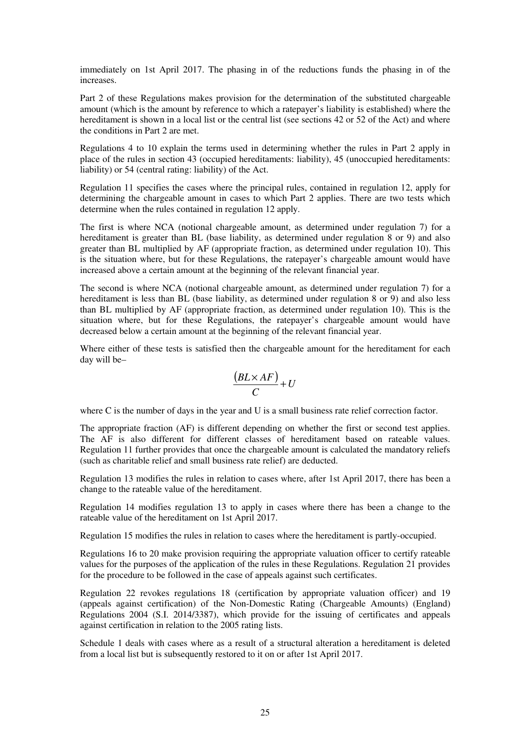immediately on 1st April 2017. The phasing in of the reductions funds the phasing in of the increases.

Part 2 of these Regulations makes provision for the determination of the substituted chargeable amount (which is the amount by reference to which a ratepayer's liability is established) where the hereditament is shown in a local list or the central list (see sections 42 or 52 of the Act) and where the conditions in Part 2 are met.

Regulations 4 to 10 explain the terms used in determining whether the rules in Part 2 apply in place of the rules in section 43 (occupied hereditaments: liability), 45 (unoccupied hereditaments: liability) or 54 (central rating: liability) of the Act.

Regulation 11 specifies the cases where the principal rules, contained in regulation 12, apply for determining the chargeable amount in cases to which Part 2 applies. There are two tests which determine when the rules contained in regulation 12 apply.

The first is where NCA (notional chargeable amount, as determined under regulation 7) for a hereditament is greater than BL (base liability, as determined under regulation 8 or 9) and also greater than BL multiplied by AF (appropriate fraction, as determined under regulation 10). This is the situation where, but for these Regulations, the ratepayer's chargeable amount would have increased above a certain amount at the beginning of the relevant financial year.

The second is where NCA (notional chargeable amount, as determined under regulation 7) for a hereditament is less than BL (base liability, as determined under regulation 8 or 9) and also less than BL multiplied by AF (appropriate fraction, as determined under regulation 10). This is the situation where, but for these Regulations, the ratepayer's chargeable amount would have decreased below a certain amount at the beginning of the relevant financial year.

Where either of these tests is satisfied then the chargeable amount for the hereditament for each day will be–

$$\frac{(BL \times AF)}{C} + U$$

where C is the number of days in the year and U is a small business rate relief correction factor.

The appropriate fraction (AF) is different depending on whether the first or second test applies. The AF is also different for different classes of hereditament based on rateable values. Regulation 11 further provides that once the chargeable amount is calculated the mandatory reliefs (such as charitable relief and small business rate relief) are deducted.

Regulation 13 modifies the rules in relation to cases where, after 1st April 2017, there has been a change to the rateable value of the hereditament.

Regulation 14 modifies regulation 13 to apply in cases where there has been a change to the rateable value of the hereditament on 1st April 2017.

Regulation 15 modifies the rules in relation to cases where the hereditament is partly-occupied.

Regulations 16 to 20 make provision requiring the appropriate valuation officer to certify rateable values for the purposes of the application of the rules in these Regulations. Regulation 21 provides for the procedure to be followed in the case of appeals against such certificates.

Regulation 22 revokes regulations 18 (certification by appropriate valuation officer) and 19 (appeals against certification) of the Non-Domestic Rating (Chargeable Amounts) (England) Regulations 2004 (S.I. 2014/3387), which provide for the issuing of certificates and appeals against certification in relation to the 2005 rating lists.

Schedule 1 deals with cases where as a result of a structural alteration a hereditament is deleted from a local list but is subsequently restored to it on or after 1st April 2017.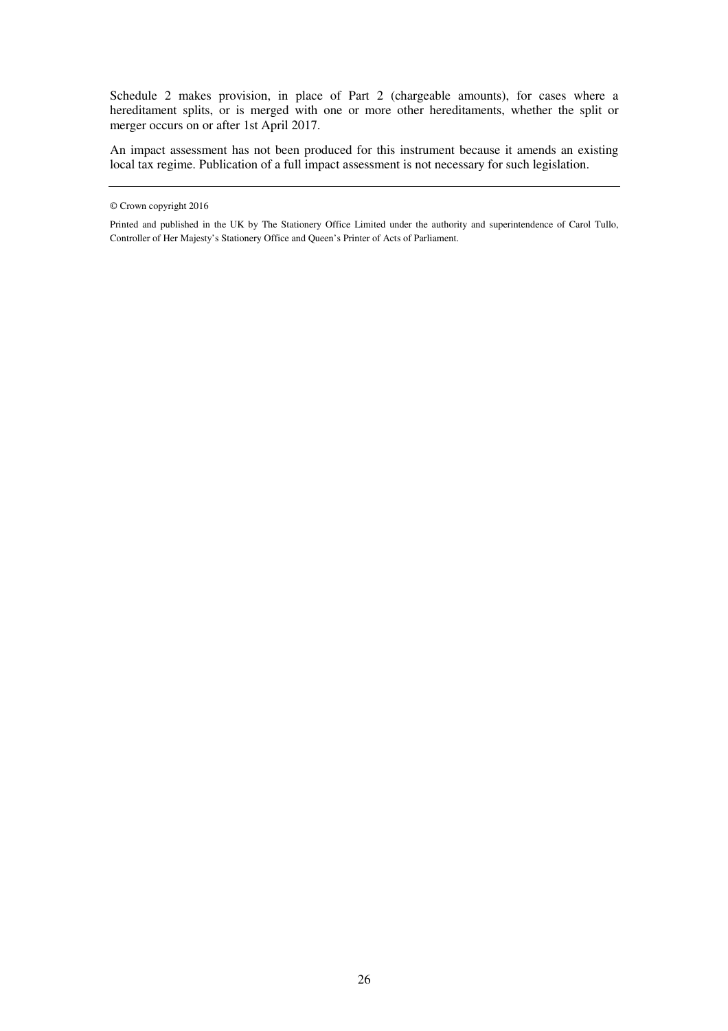Schedule 2 makes provision, in place of Part 2 (chargeable amounts), for cases where a hereditament splits, or is merged with one or more other hereditaments, whether the split or merger occurs on or after 1st April 2017.

An impact assessment has not been produced for this instrument because it amends an existing local tax regime. Publication of a full impact assessment is not necessary for such legislation.

---

© Crown copyright 2016

Printed and published in the UK by The Stationery Office Limited under the authority and superintendence of Carol Tullo, Controller of Her Majesty's Stationery Office and Queen's Printer of Acts of Parliament.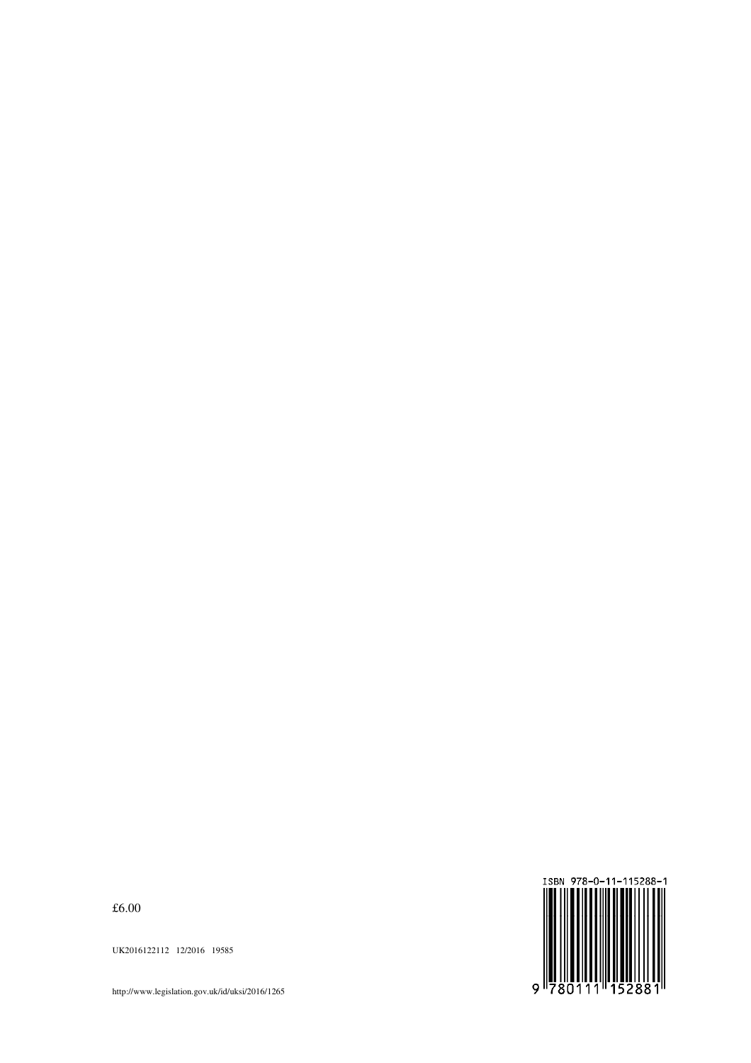£6.00

UK2016122112 12/2016 19585

http://www.legislation.gov.uk/id/uksi/2016/1265

ISBN 978-0-11-115288-1

9 780111 152881